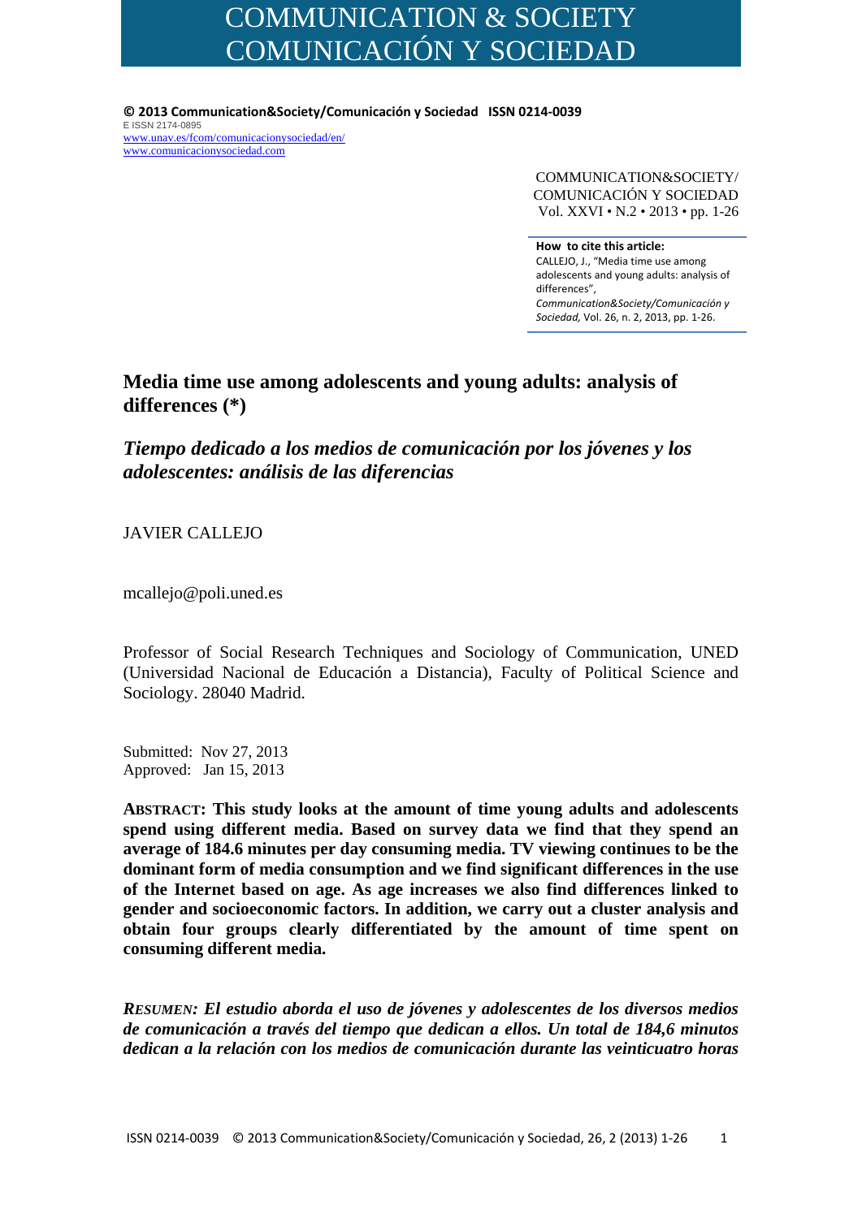# COMMUNICATION & SOCIETY
# COMUNICACIÓN Y SOCIEDAD

**© 2013 Communication&Society/Comunicación y Sociedad ISSN 0214-0039**
E ISSN 2174-0895
www.unav.es/fcom/comunicacionysociedad/en/
www.comunicacionysociedad.com

COMMUNICATION&SOCIETY/
COMUNICACIÓN Y SOCIEDAD
Vol. XXVI • N.2 • 2013 • pp. 1-26

**How to cite this article:**
CALLEJO, J., "Media time use among adolescents and young adults: analysis of differences", *Communication&Society/Comunicación y Sociedad,* Vol. 26, n. 2, 2013, pp. 1-26.

## Media time use among adolescents and young adults: analysis of differences (*)

## *Tiempo dedicado a los medios de comunicación por los jóvenes y los adolescentes: análisis de las diferencias*

JAVIER CALLEJO

mcallejo@poli.uned.es

Professor of Social Research Techniques and Sociology of Communication, UNED (Universidad Nacional de Educación a Distancia), Faculty of Political Science and Sociology. 28040 Madrid.

Submitted: Nov 27, 2013
Approved: Jan 15, 2013

**ABSTRACT: This study looks at the amount of time young adults and adolescents spend using different media. Based on survey data we find that they spend an average of 184.6 minutes per day consuming media. TV viewing continues to be the dominant form of media consumption and we find significant differences in the use of the Internet based on age. As age increases we also find differences linked to gender and socioeconomic factors. In addition, we carry out a cluster analysis and obtain four groups clearly differentiated by the amount of time spent on consuming different media.**

***RESUMEN: El estudio aborda el uso de jóvenes y adolescentes de los diversos medios de comunicación a través del tiempo que dedican a ellos. Un total de 184,6 minutos dedican a la relación con los medios de comunicación durante las veinticuatro horas***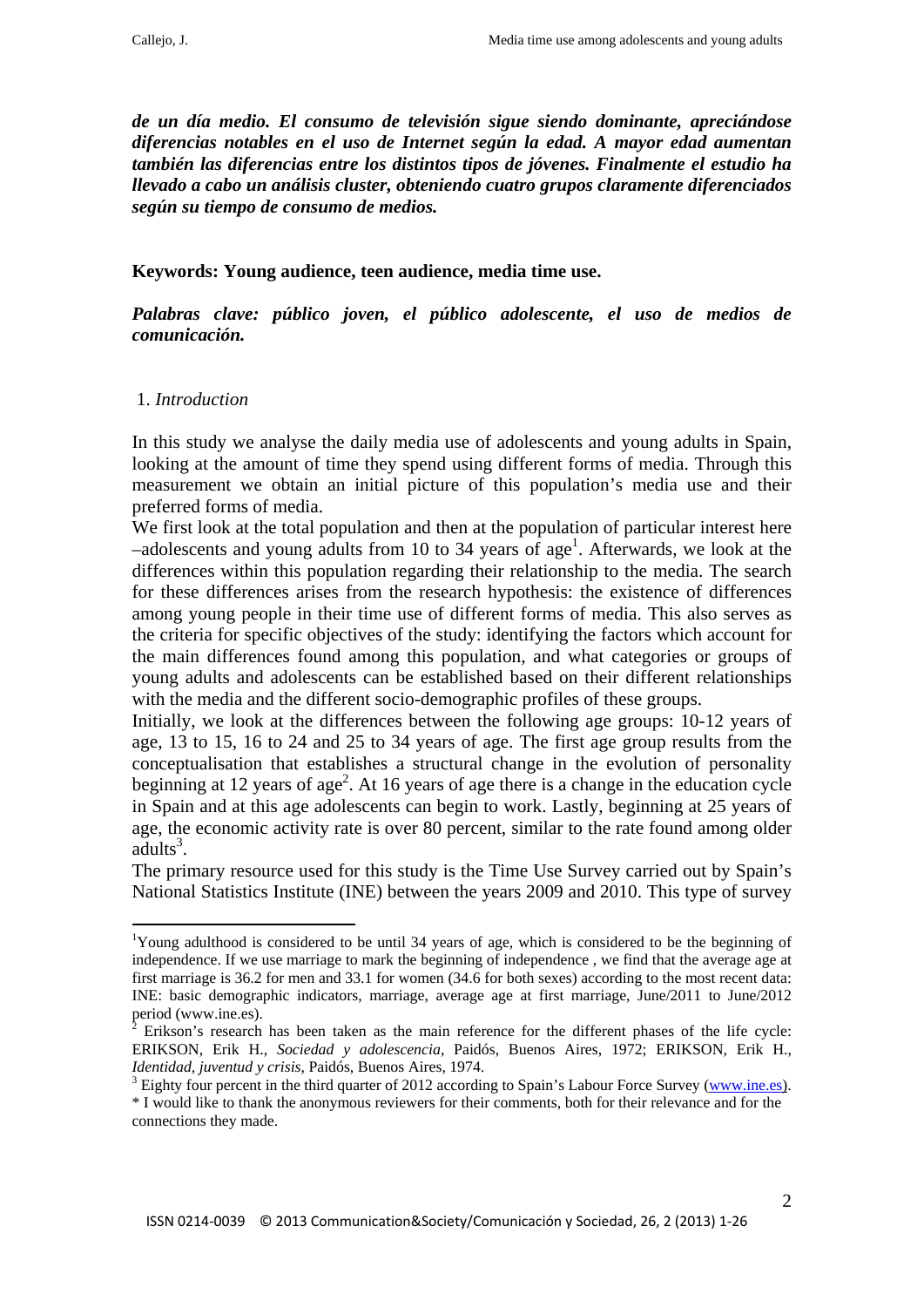***de un día medio. El consumo de televisión sigue siendo dominante, apreciándose diferencias notables en el uso de Internet según la edad. A mayor edad aumentan también las diferencias entre los distintos tipos de jóvenes. Finalmente el estudio ha llevado a cabo un análisis cluster, obteniendo cuatro grupos claramente diferenciados según su tiempo de consumo de medios.***

**Keywords: Young audience, teen audience, media time use.**

***Palabras clave: público joven, el público adolescente, el uso de medios de comunicación.***

1. *Introduction*

In this study we analyse the daily media use of adolescents and young adults in Spain, looking at the amount of time they spend using different forms of media. Through this measurement we obtain an initial picture of this population's media use and their preferred forms of media.

We first look at the total population and then at the population of particular interest here –adolescents and young adults from 10 to 34 years of age[1]. Afterwards, we look at the differences within this population regarding their relationship to the media. The search for these differences arises from the research hypothesis: the existence of differences among young people in their time use of different forms of media. This also serves as the criteria for specific objectives of the study: identifying the factors which account for the main differences found among this population, and what categories or groups of young adults and adolescents can be established based on their different relationships with the media and the different socio-demographic profiles of these groups.

Initially, we look at the differences between the following age groups: 10-12 years of age, 13 to 15, 16 to 24 and 25 to 34 years of age. The first age group results from the conceptualisation that establishes a structural change in the evolution of personality beginning at 12 years of age[2]. At 16 years of age there is a change in the education cycle in Spain and at this age adolescents can begin to work. Lastly, beginning at 25 years of age, the economic activity rate is over 80 percent, similar to the rate found among older adults[3].

The primary resource used for this study is the Time Use Survey carried out by Spain's National Statistics Institute (INE) between the years 2009 and 2010. This type of survey

---

[1] Young adulthood is considered to be until 34 years of age, which is considered to be the beginning of independence. If we use marriage to mark the beginning of independence , we find that the average age at first marriage is 36.2 for men and 33.1 for women (34.6 for both sexes) according to the most recent data: INE: basic demographic indicators, marriage, average age at first marriage, June/2011 to June/2012 period (www.ine.es).

[2] Erikson's research has been taken as the main reference for the different phases of the life cycle: ERIKSON, Erik H., *Sociedad y adolescencia*, Paidós, Buenos Aires, 1972; ERIKSON, Erik H., *Identidad, juventud y crisis*, Paidós, Buenos Aires, 1974.

[3] Eighty four percent in the third quarter of 2012 according to Spain's Labour Force Survey (www.ine.es).

\* I would like to thank the anonymous reviewers for their comments, both for their relevance and for the connections they made.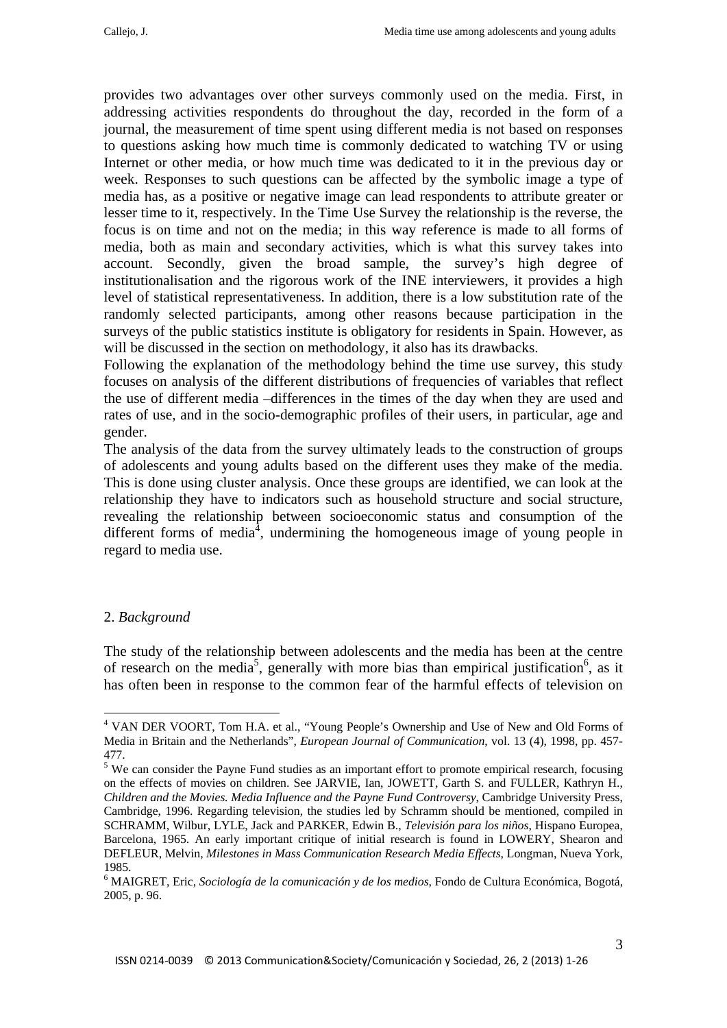provides two advantages over other surveys commonly used on the media. First, in addressing activities respondents do throughout the day, recorded in the form of a journal, the measurement of time spent using different media is not based on responses to questions asking how much time is commonly dedicated to watching TV or using Internet or other media, or how much time was dedicated to it in the previous day or week. Responses to such questions can be affected by the symbolic image a type of media has, as a positive or negative image can lead respondents to attribute greater or lesser time to it, respectively. In the Time Use Survey the relationship is the reverse, the focus is on time and not on the media; in this way reference is made to all forms of media, both as main and secondary activities, which is what this survey takes into account. Secondly, given the broad sample, the survey's high degree of institutionalisation and the rigorous work of the INE interviewers, it provides a high level of statistical representativeness. In addition, there is a low substitution rate of the randomly selected participants, among other reasons because participation in the surveys of the public statistics institute is obligatory for residents in Spain. However, as will be discussed in the section on methodology, it also has its drawbacks.

Following the explanation of the methodology behind the time use survey, this study focuses on analysis of the different distributions of frequencies of variables that reflect the use of different media –differences in the times of the day when they are used and rates of use, and in the socio-demographic profiles of their users, in particular, age and gender.

The analysis of the data from the survey ultimately leads to the construction of groups of adolescents and young adults based on the different uses they make of the media. This is done using cluster analysis. Once these groups are identified, we can look at the relationship they have to indicators such as household structure and social structure, revealing the relationship between socioeconomic status and consumption of the different forms of media[4], undermining the homogeneous image of young people in regard to media use.

## 2. *Background*

The study of the relationship between adolescents and the media has been at the centre of research on the media[5], generally with more bias than empirical justification[6], as it has often been in response to the common fear of the harmful effects of television on

---

[4] VAN DER VOORT, Tom H.A. et al., "Young People's Ownership and Use of New and Old Forms of Media in Britain and the Netherlands", *European Journal of Communication*, vol. 13 (4), 1998, pp. 457-477.

[5] We can consider the Payne Fund studies as an important effort to promote empirical research, focusing on the effects of movies on children. See JARVIE, Ian, JOWETT, Garth S. and FULLER, Kathryn H., *Children and the Movies. Media Influence and the Payne Fund Controversy*, Cambridge University Press, Cambridge, 1996. Regarding television, the studies led by Schramm should be mentioned, compiled in SCHRAMM, Wilbur, LYLE, Jack and PARKER, Edwin B., *Televisión para los niños*, Hispano Europea, Barcelona, 1965. An early important critique of initial research is found in LOWERY, Shearon and DEFLEUR, Melvin, *Milestones in Mass Communication Research Media Effects*, Longman, Nueva York, 1985.

[6] MAIGRET, Eric, *Sociología de la comunicación y de los medios*, Fondo de Cultura Económica, Bogotá, 2005, p. 96.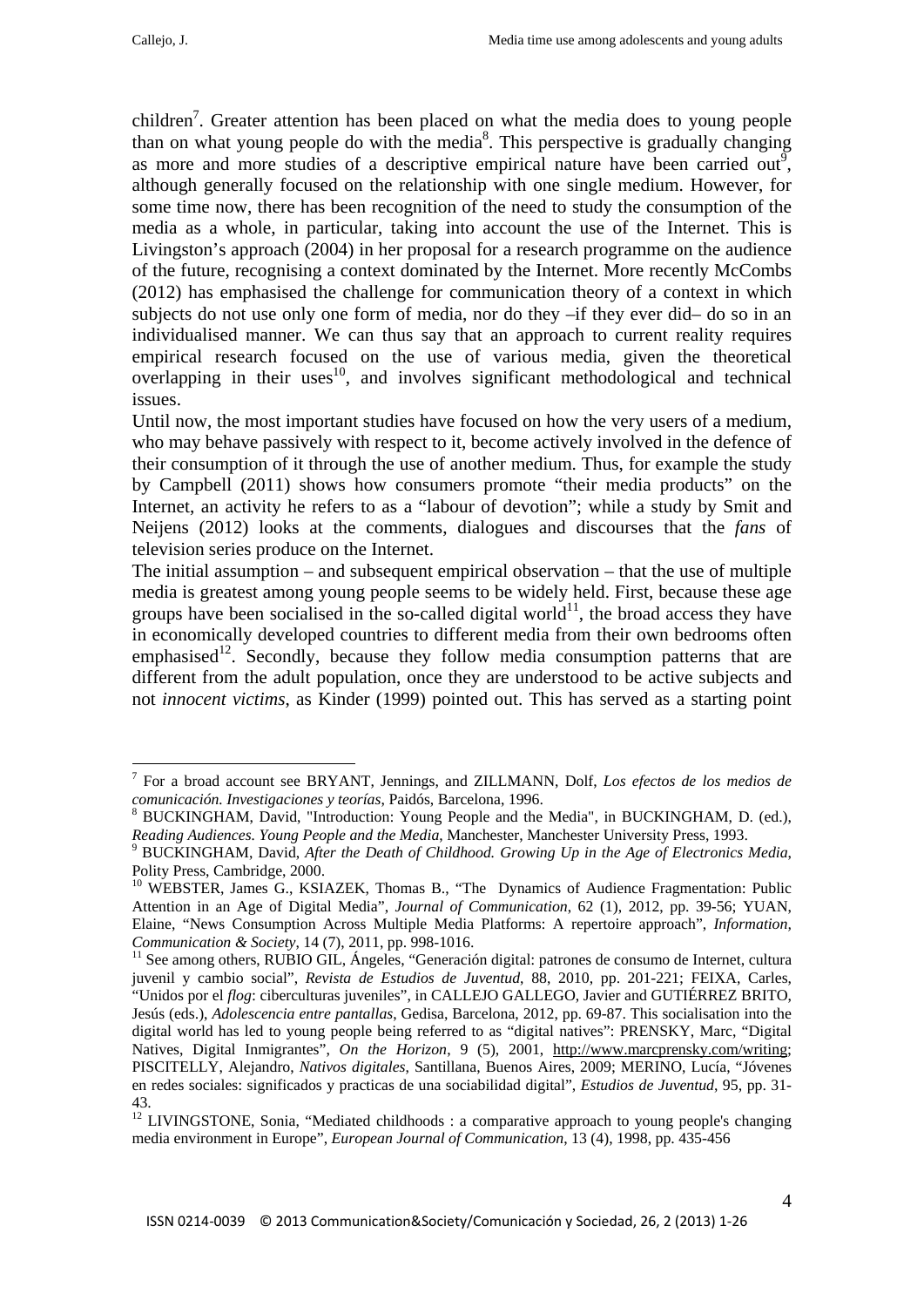children[7]. Greater attention has been placed on what the media does to young people than on what young people do with the media[8]. This perspective is gradually changing as more and more studies of a descriptive empirical nature have been carried out[9], although generally focused on the relationship with one single medium. However, for some time now, there has been recognition of the need to study the consumption of the media as a whole, in particular, taking into account the use of the Internet. This is Livingston's approach (2004) in her proposal for a research programme on the audience of the future, recognising a context dominated by the Internet. More recently McCombs (2012) has emphasised the challenge for communication theory of a context in which subjects do not use only one form of media, nor do they –if they ever did– do so in an individualised manner. We can thus say that an approach to current reality requires empirical research focused on the use of various media, given the theoretical overlapping in their uses[10], and involves significant methodological and technical issues.

Until now, the most important studies have focused on how the very users of a medium, who may behave passively with respect to it, become actively involved in the defence of their consumption of it through the use of another medium. Thus, for example the study by Campbell (2011) shows how consumers promote "their media products" on the Internet, an activity he refers to as a "labour of devotion"; while a study by Smit and Neijens (2012) looks at the comments, dialogues and discourses that the *fans* of television series produce on the Internet.

The initial assumption – and subsequent empirical observation – that the use of multiple media is greatest among young people seems to be widely held. First, because these age groups have been socialised in the so-called digital world[11], the broad access they have in economically developed countries to different media from their own bedrooms often emphasised[12]. Secondly, because they follow media consumption patterns that are different from the adult population, once they are understood to be active subjects and not *innocent victims*, as Kinder (1999) pointed out. This has served as a starting point

---

[7] For a broad account see BRYANT, Jennings, and ZILLMANN, Dolf, *Los efectos de los medios de comunicación. Investigaciones y teorías*, Paidós, Barcelona, 1996.

[8] BUCKINGHAM, David, "Introduction: Young People and the Media", in BUCKINGHAM, D. (ed.), *Reading Audiences. Young People and the Media*, Manchester, Manchester University Press, 1993.

[9] BUCKINGHAM, David, *After the Death of Childhood. Growing Up in the Age of Electronics Media*, Polity Press, Cambridge, 2000.

[10] WEBSTER, James G., KSIAZEK, Thomas B., "The Dynamics of Audience Fragmentation: Public Attention in an Age of Digital Media", *Journal of Communication*, 62 (1), 2012, pp. 39-56; YUAN, Elaine, "News Consumption Across Multiple Media Platforms: A repertoire approach", *Information, Communication & Society*, 14 (7), 2011, pp. 998-1016.

[11] See among others, RUBIO GIL, Ángeles, "Generación digital: patrones de consumo de Internet, cultura juvenil y cambio social", *Revista de Estudios de Juventud*, 88, 2010, pp. 201-221; FEIXA, Carles, "Unidos por el *flog*: ciberculturas juveniles", in CALLEJO GALLEGO, Javier and GUTIÉRREZ BRITO, Jesús (eds.), *Adolescencia entre pantallas*, Gedisa, Barcelona, 2012, pp. 69-87. This socialisation into the digital world has led to young people being referred to as "digital natives": PRENSKY, Marc, "Digital Natives, Digital Inmigrantes", *On the Horizon*, 9 (5), 2001, http://www.marcprensky.com/writing; PISCITELLY, Alejandro, *Nativos digitales*, Santillana, Buenos Aires, 2009; MERINO, Lucía, "Jóvenes en redes sociales: significados y practicas de una sociabilidad digital", *Estudios de Juventud*, 95, pp. 31-43.

[12] LIVINGSTONE, Sonia, "Mediated childhoods : a comparative approach to young people's changing media environment in Europe", *European Journal of Communication*, 13 (4), 1998, pp. 435-456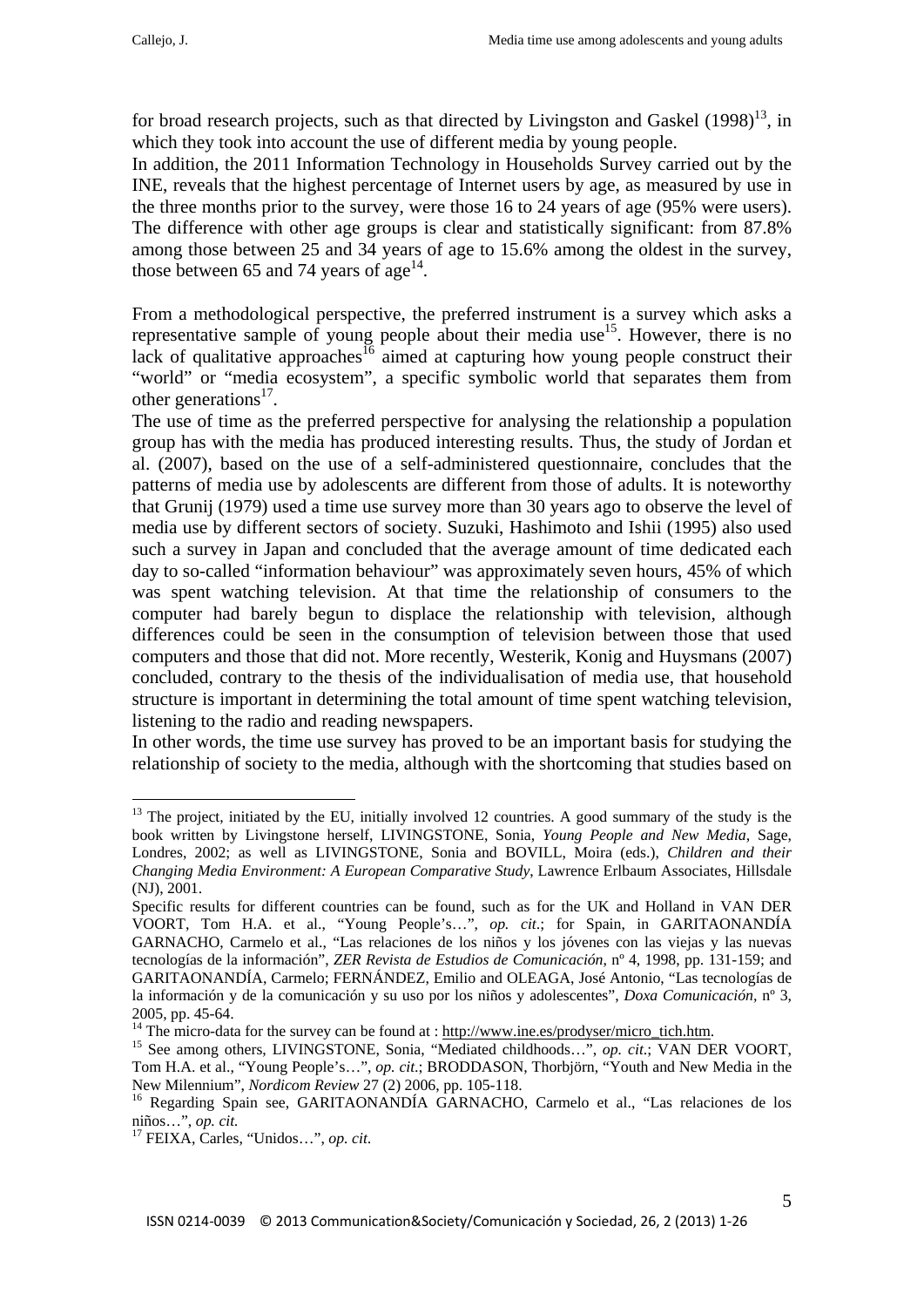for broad research projects, such as that directed by Livingston and Gaskel (1998)[13], in which they took into account the use of different media by young people.
In addition, the 2011 Information Technology in Households Survey carried out by the INE, reveals that the highest percentage of Internet users by age, as measured by use in the three months prior to the survey, were those 16 to 24 years of age (95% were users). The difference with other age groups is clear and statistically significant: from 87.8% among those between 25 and 34 years of age to 15.6% among the oldest in the survey, those between 65 and 74 years of age[14].

From a methodological perspective, the preferred instrument is a survey which asks a representative sample of young people about their media use[15]. However, there is no lack of qualitative approaches[16] aimed at capturing how young people construct their "world" or "media ecosystem", a specific symbolic world that separates them from other generations[17].
The use of time as the preferred perspective for analysing the relationship a population group has with the media has produced interesting results. Thus, the study of Jordan et al. (2007), based on the use of a self-administered questionnaire, concludes that the patterns of media use by adolescents are different from those of adults. It is noteworthy that Grunij (1979) used a time use survey more than 30 years ago to observe the level of media use by different sectors of society. Suzuki, Hashimoto and Ishii (1995) also used such a survey in Japan and concluded that the average amount of time dedicated each day to so-called "information behaviour" was approximately seven hours, 45% of which was spent watching television. At that time the relationship of consumers to the computer had barely begun to displace the relationship with television, although differences could be seen in the consumption of television between those that used computers and those that did not. More recently, Westerik, Konig and Huysmans (2007) concluded, contrary to the thesis of the individualisation of media use, that household structure is important in determining the total amount of time spent watching television, listening to the radio and reading newspapers.
In other words, the time use survey has proved to be an important basis for studying the relationship of society to the media, although with the shortcoming that studies based on

---

[13] The project, initiated by the EU, initially involved 12 countries. A good summary of the study is the book written by Livingstone herself, LIVINGSTONE, Sonia, *Young People and New Media*, Sage, Londres, 2002; as well as LIVINGSTONE, Sonia and BOVILL, Moira (eds.), *Children and their Changing Media Environment: A European Comparative Study*, Lawrence Erlbaum Associates, Hillsdale (NJ), 2001.
Specific results for different countries can be found, such as for the UK and Holland in VAN DER VOORT, Tom H.A. et al., "Young People's…", *op. cit*.; for Spain, in GARITAONANDÍA GARNACHO, Carmelo et al., "Las relaciones de los niños y los jóvenes con las viejas y las nuevas tecnologías de la información", *ZER Revista de Estudios de Comunicación*, nº 4, 1998, pp. 131-159; and GARITAONANDÍA, Carmelo; FERNÁNDEZ, Emilio and OLEAGA, José Antonio, "Las tecnologías de la información y de la comunicación y su uso por los niños y adolescentes", *Doxa Comunicación*, nº 3, 2005, pp. 45-64.
[14] The micro-data for the survey can be found at : http://www.ine.es/prodyser/micro_tich.htm.
[15] See among others, LIVINGSTONE, Sonia, "Mediated childhoods…", *op. cit.*; VAN DER VOORT, Tom H.A. et al., "Young People's…", *op. cit*.; BRODDASON, Thorbjörn, "Youth and New Media in the New Millennium", *Nordicom Review* 27 (2) 2006, pp. 105-118.
[16] Regarding Spain see, GARITAONANDÍA GARNACHO, Carmelo et al., "Las relaciones de los niños…", *op. cit.*
[17] FEIXA, Carles, "Unidos…", *op. cit.*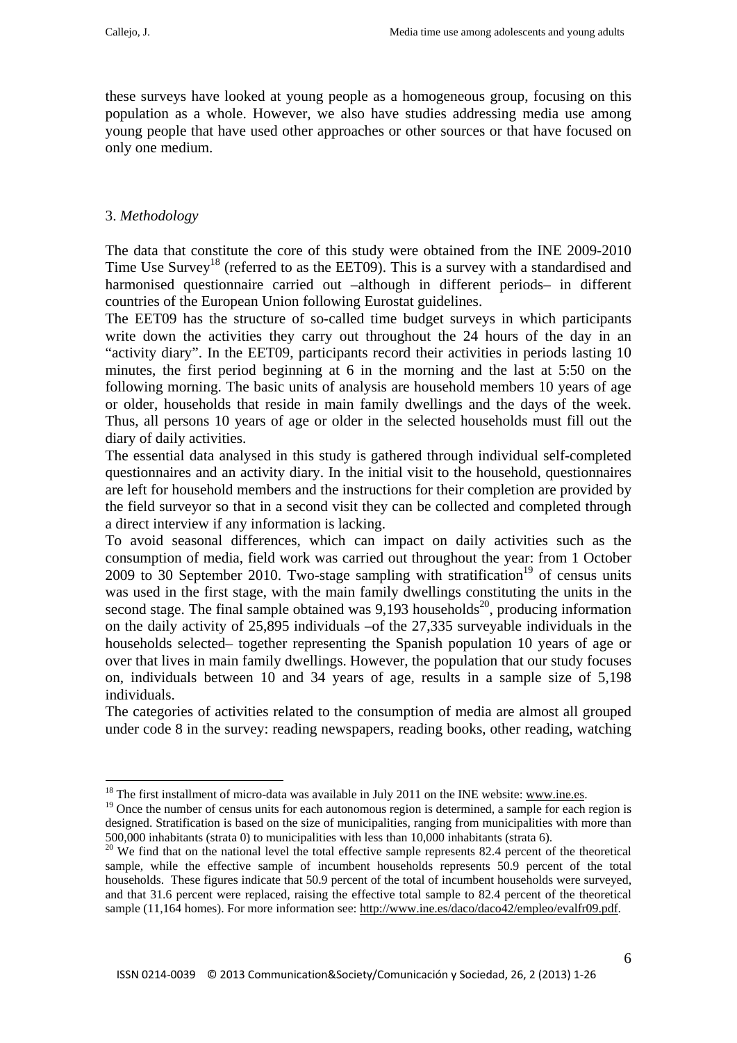these surveys have looked at young people as a homogeneous group, focusing on this population as a whole. However, we also have studies addressing media use among young people that have used other approaches or other sources or that have focused on only one medium.

## 3. *Methodology*

The data that constitute the core of this study were obtained from the INE 2009-2010 Time Use Survey[18] (referred to as the EET09). This is a survey with a standardised and harmonised questionnaire carried out –although in different periods– in different countries of the European Union following Eurostat guidelines.

The EET09 has the structure of so-called time budget surveys in which participants write down the activities they carry out throughout the 24 hours of the day in an "activity diary". In the EET09, participants record their activities in periods lasting 10 minutes, the first period beginning at 6 in the morning and the last at 5:50 on the following morning. The basic units of analysis are household members 10 years of age or older, households that reside in main family dwellings and the days of the week. Thus, all persons 10 years of age or older in the selected households must fill out the diary of daily activities.

The essential data analysed in this study is gathered through individual self-completed questionnaires and an activity diary. In the initial visit to the household, questionnaires are left for household members and the instructions for their completion are provided by the field surveyor so that in a second visit they can be collected and completed through a direct interview if any information is lacking.

To avoid seasonal differences, which can impact on daily activities such as the consumption of media, field work was carried out throughout the year: from 1 October 2009 to 30 September 2010. Two-stage sampling with stratification[19] of census units was used in the first stage, with the main family dwellings constituting the units in the second stage. The final sample obtained was 9,193 households[20], producing information on the daily activity of 25,895 individuals –of the 27,335 surveyable individuals in the households selected– together representing the Spanish population 10 years of age or over that lives in main family dwellings. However, the population that our study focuses on, individuals between 10 and 34 years of age, results in a sample size of 5,198 individuals.

The categories of activities related to the consumption of media are almost all grouped under code 8 in the survey: reading newspapers, reading books, other reading, watching

---

[18] The first installment of micro-data was available in July 2011 on the INE website: www.ine.es.

[19] Once the number of census units for each autonomous region is determined, a sample for each region is designed. Stratification is based on the size of municipalities, ranging from municipalities with more than 500,000 inhabitants (strata 0) to municipalities with less than 10,000 inhabitants (strata 6).

[20] We find that on the national level the total effective sample represents 82.4 percent of the theoretical sample, while the effective sample of incumbent households represents 50.9 percent of the total households. These figures indicate that 50.9 percent of the total of incumbent households were surveyed, and that 31.6 percent were replaced, raising the effective total sample to 82.4 percent of the theoretical sample (11,164 homes). For more information see: http://www.ine.es/daco/daco42/empleo/evalfr09.pdf.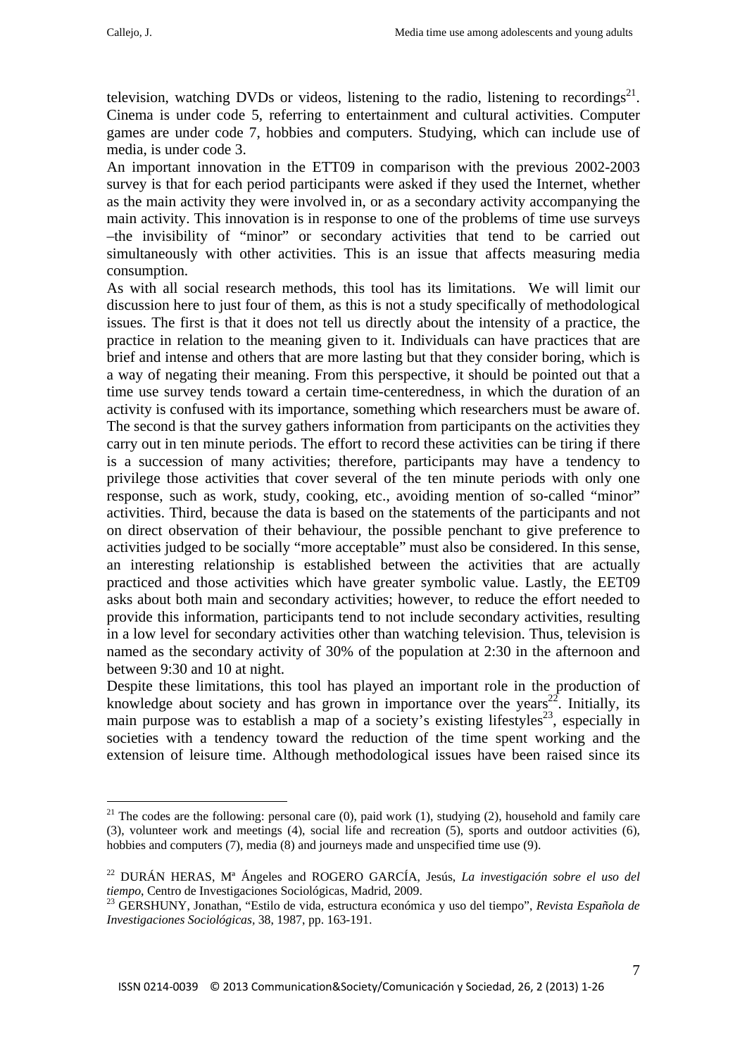television, watching DVDs or videos, listening to the radio, listening to recordings[21]. Cinema is under code 5, referring to entertainment and cultural activities. Computer games are under code 7, hobbies and computers. Studying, which can include use of media, is under code 3.

An important innovation in the ETT09 in comparison with the previous 2002-2003 survey is that for each period participants were asked if they used the Internet, whether as the main activity they were involved in, or as a secondary activity accompanying the main activity. This innovation is in response to one of the problems of time use surveys –the invisibility of "minor" or secondary activities that tend to be carried out simultaneously with other activities. This is an issue that affects measuring media consumption.

As with all social research methods, this tool has its limitations. We will limit our discussion here to just four of them, as this is not a study specifically of methodological issues. The first is that it does not tell us directly about the intensity of a practice, the practice in relation to the meaning given to it. Individuals can have practices that are brief and intense and others that are more lasting but that they consider boring, which is a way of negating their meaning. From this perspective, it should be pointed out that a time use survey tends toward a certain time-centeredness, in which the duration of an activity is confused with its importance, something which researchers must be aware of. The second is that the survey gathers information from participants on the activities they carry out in ten minute periods. The effort to record these activities can be tiring if there is a succession of many activities; therefore, participants may have a tendency to privilege those activities that cover several of the ten minute periods with only one response, such as work, study, cooking, etc., avoiding mention of so-called "minor" activities. Third, because the data is based on the statements of the participants and not on direct observation of their behaviour, the possible penchant to give preference to activities judged to be socially "more acceptable" must also be considered. In this sense, an interesting relationship is established between the activities that are actually practiced and those activities which have greater symbolic value. Lastly, the EET09 asks about both main and secondary activities; however, to reduce the effort needed to provide this information, participants tend to not include secondary activities, resulting in a low level for secondary activities other than watching television. Thus, television is named as the secondary activity of 30% of the population at 2:30 in the afternoon and between 9:30 and 10 at night.

Despite these limitations, this tool has played an important role in the production of knowledge about society and has grown in importance over the years[22]. Initially, its main purpose was to establish a map of a society's existing lifestyles[23], especially in societies with a tendency toward the reduction of the time spent working and the extension of leisure time. Although methodological issues have been raised since its

---

[21] The codes are the following: personal care (0), paid work (1), studying (2), household and family care (3), volunteer work and meetings (4), social life and recreation (5), sports and outdoor activities (6), hobbies and computers (7), media (8) and journeys made and unspecified time use (9).

[22] DURÁN HERAS, Mª Ángeles and ROGERO GARCÍA, Jesús, *La investigación sobre el uso del tiempo*, Centro de Investigaciones Sociológicas, Madrid, 2009.

[23] GERSHUNY, Jonathan, "Estilo de vida, estructura económica y uso del tiempo", *Revista Española de Investigaciones Sociológicas*, 38, 1987, pp. 163-191.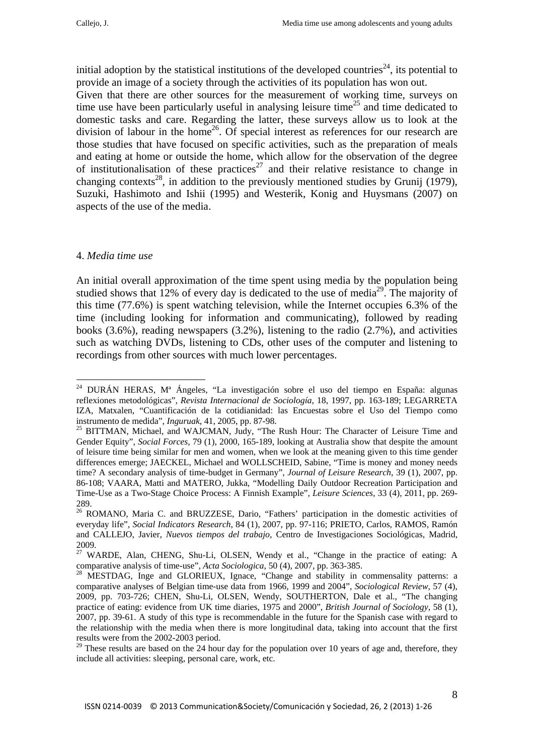initial adoption by the statistical institutions of the developed countries[24], its potential to provide an image of a society through the activities of its population has won out.
Given that there are other sources for the measurement of working time, surveys on time use have been particularly useful in analysing leisure time[25] and time dedicated to domestic tasks and care. Regarding the latter, these surveys allow us to look at the division of labour in the home[26]. Of special interest as references for our research are those studies that have focused on specific activities, such as the preparation of meals and eating at home or outside the home, which allow for the observation of the degree of institutionalisation of these practices[27] and their relative resistance to change in changing contexts[28], in addition to the previously mentioned studies by Grunij (1979), Suzuki, Hashimoto and Ishii (1995) and Westerik, Konig and Huysmans (2007) on aspects of the use of the media.

## 4. *Media time use*

An initial overall approximation of the time spent using media by the population being studied shows that 12% of every day is dedicated to the use of media[29]. The majority of this time (77.6%) is spent watching television, while the Internet occupies 6.3% of the time (including looking for information and communicating), followed by reading books (3.6%), reading newspapers (3.2%), listening to the radio (2.7%), and activities such as watching DVDs, listening to CDs, other uses of the computer and listening to recordings from other sources with much lower percentages.

---

[24] DURÁN HERAS, Mª Ángeles, "La investigación sobre el uso del tiempo en España: algunas reflexiones metodológicas", *Revista Internacional de Sociología*, 18, 1997, pp. 163-189; LEGARRETA IZA, Matxalen, "Cuantificación de la cotidianidad: las Encuestas sobre el Uso del Tiempo como instrumento de medida", *Inguruak*, 41, 2005, pp. 87-98.

[25] BITTMAN, Michael, and WAJCMAN, Judy, "The Rush Hour: The Character of Leisure Time and Gender Equity", *Social Forces*, 79 (1), 2000, 165-189, looking at Australia show that despite the amount of leisure time being similar for men and women, when we look at the meaning given to this time gender differences emerge; JAECKEL, Michael and WOLLSCHEID, Sabine, "Time is money and money needs time? A secondary analysis of time-budget in Germany", *Journal of Leisure Research*, 39 (1), 2007, pp. 86-108; VAARA, Matti and MATERO, Jukka, "Modelling Daily Outdoor Recreation Participation and Time-Use as a Two-Stage Choice Process: A Finnish Example", *Leisure Sciences*, 33 (4), 2011, pp. 269-289.

[26] ROMANO, Maria C. and BRUZZESE, Dario, "Fathers' participation in the domestic activities of everyday life", *Social Indicators Research*, 84 (1), 2007, pp. 97-116; PRIETO, Carlos, RAMOS, Ramón and CALLEJO, Javier, *Nuevos tiempos del trabajo*, Centro de Investigaciones Sociológicas, Madrid, 2009.

[27] WARDE, Alan, CHENG, Shu-Li, OLSEN, Wendy et al., "Change in the practice of eating: A comparative analysis of time-use", *Acta Sociologica*, 50 (4), 2007, pp. 363-385.

[28] MESTDAG, Inge and GLORIEUX, Ignace, "Change and stability in commensality patterns: a comparative analyses of Belgian time-use data from 1966, 1999 and 2004", *Sociological Review*, 57 (4), 2009, pp. 703-726; CHEN, Shu-Li, OLSEN, Wendy, SOUTHERTON, Dale et al., "The changing practice of eating: evidence from UK time diaries, 1975 and 2000", *British Journal of Sociology*, 58 (1), 2007, pp. 39-61. A study of this type is recommendable in the future for the Spanish case with regard to the relationship with the media when there is more longitudinal data, taking into account that the first results were from the 2002-2003 period.

[29] These results are based on the 24 hour day for the population over 10 years of age and, therefore, they include all activities: sleeping, personal care, work, etc.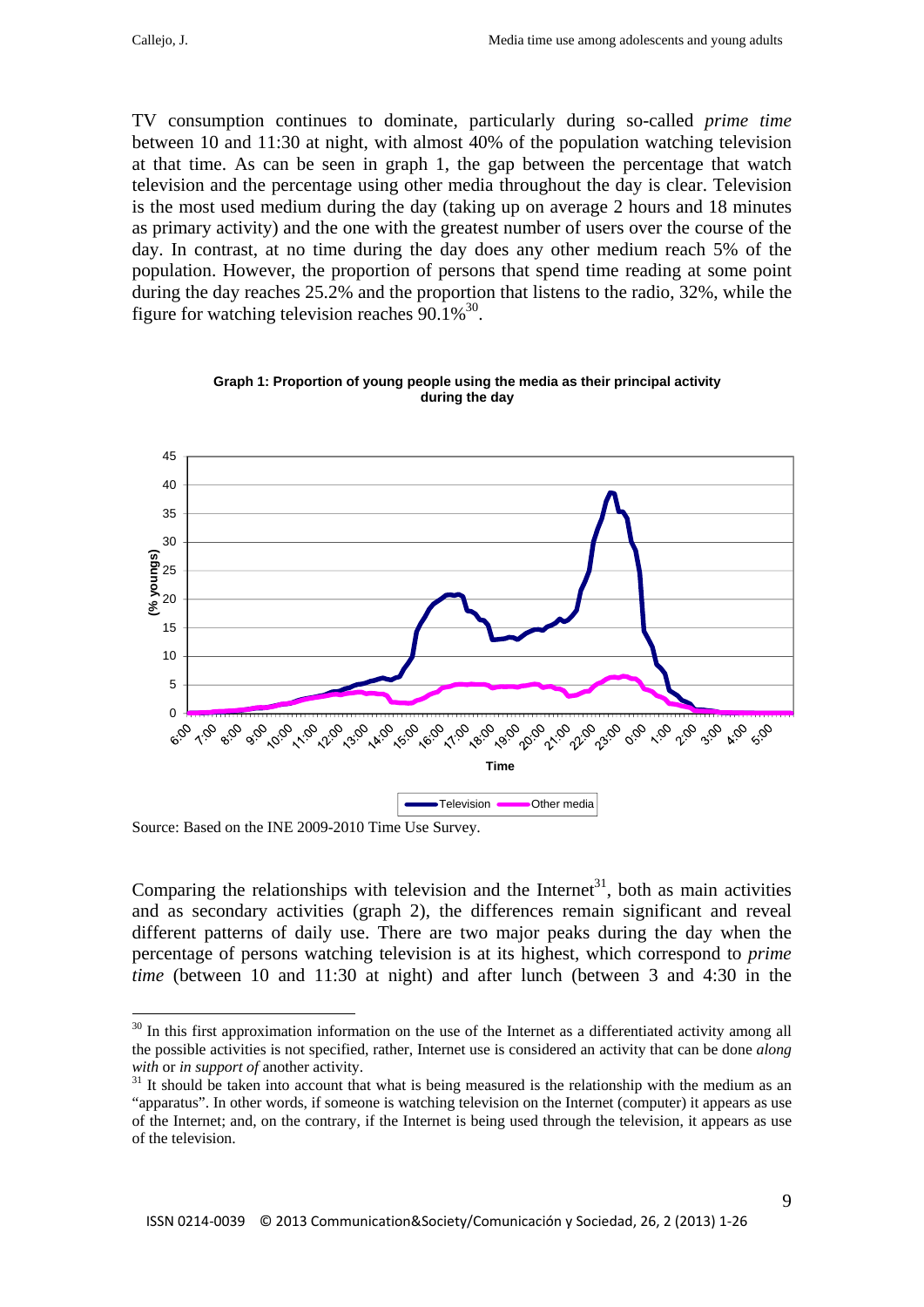TV consumption continues to dominate, particularly during so-called *prime time* between 10 and 11:30 at night, with almost 40% of the population watching television at that time. As can be seen in graph 1, the gap between the percentage that watch television and the percentage using other media throughout the day is clear. Television is the most used medium during the day (taking up on average 2 hours and 18 minutes as primary activity) and the one with the greatest number of users over the course of the day. In contrast, at no time during the day does any other medium reach 5% of the population. However, the proportion of persons that spend time reading at some point during the day reaches 25.2% and the proportion that listens to the radio, 32%, while the figure for watching television reaches 90.1%[30].

**Graph 1: Proportion of young people using the media as their principal activity during the day**

Source: Based on the INE 2009-2010 Time Use Survey.

Comparing the relationships with television and the Internet[31], both as main activities and as secondary activities (graph 2), the differences remain significant and reveal different patterns of daily use. There are two major peaks during the day when the percentage of persons watching television is at its highest, which correspond to *prime time* (between 10 and 11:30 at night) and after lunch (between 3 and 4:30 in the

---

[30] In this first approximation information on the use of the Internet as a differentiated activity among all the possible activities is not specified, rather, Internet use is considered an activity that can be done *along with* or *in support of* another activity.

[31] It should be taken into account that what is being measured is the relationship with the medium as an "apparatus". In other words, if someone is watching television on the Internet (computer) it appears as use of the Internet; and, on the contrary, if the Internet is being used through the television, it appears as use of the television.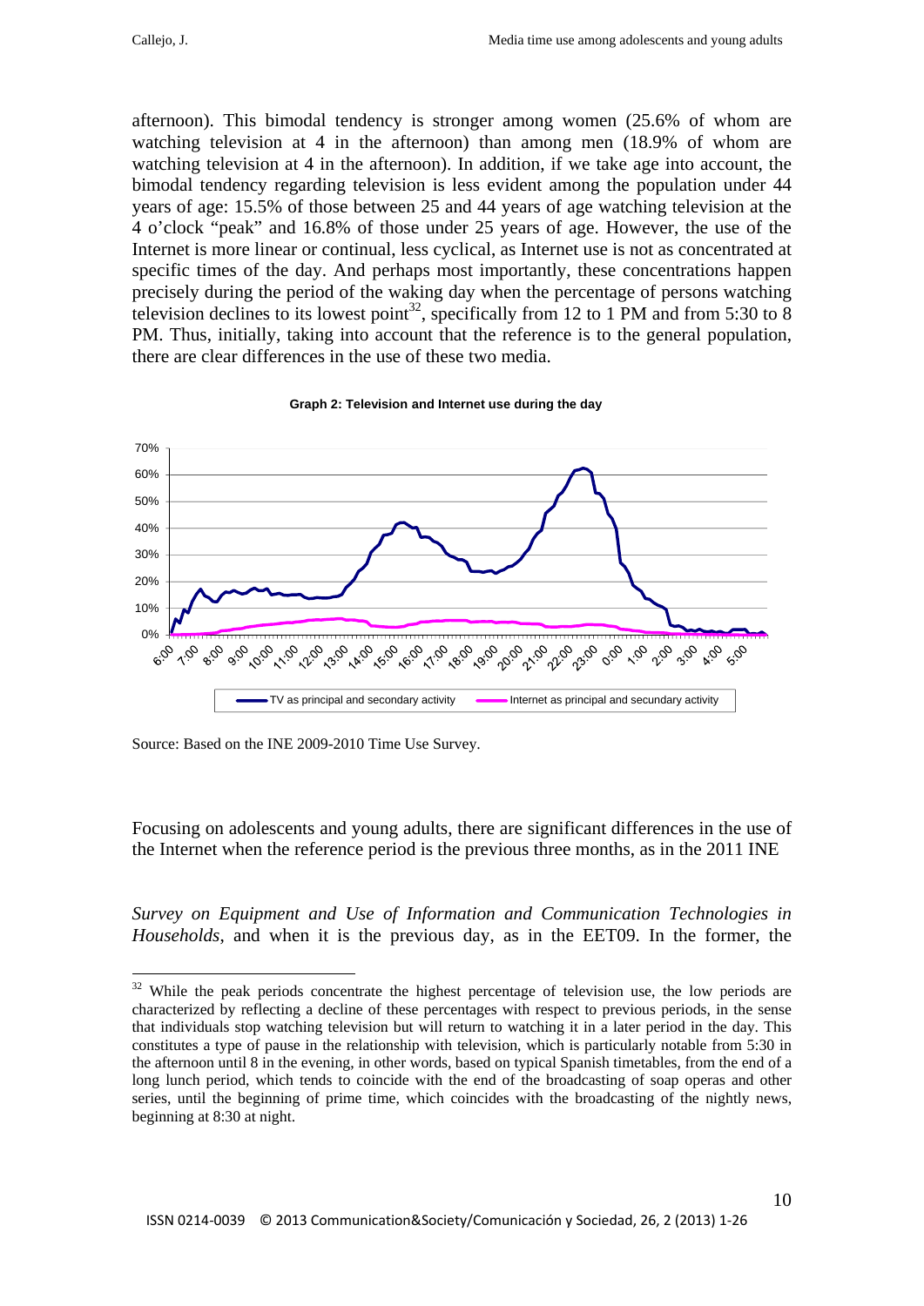afternoon). This bimodal tendency is stronger among women (25.6% of whom are watching television at 4 in the afternoon) than among men (18.9% of whom are watching television at 4 in the afternoon). In addition, if we take age into account, the bimodal tendency regarding television is less evident among the population under 44 years of age: 15.5% of those between 25 and 44 years of age watching television at the 4 o'clock "peak" and 16.8% of those under 25 years of age. However, the use of the Internet is more linear or continual, less cyclical, as Internet use is not as concentrated at specific times of the day. And perhaps most importantly, these concentrations happen precisely during the period of the waking day when the percentage of persons watching television declines to its lowest point[32], specifically from 12 to 1 PM and from 5:30 to 8 PM. Thus, initially, taking into account that the reference is to the general population, there are clear differences in the use of these two media.

**Graph 2: Television and Internet use during the day**

Source: Based on the INE 2009-2010 Time Use Survey.

Focusing on adolescents and young adults, there are significant differences in the use of the Internet when the reference period is the previous three months, as in the 2011 INE *Survey on Equipment and Use of Information and Communication Technologies in Households*, and when it is the previous day, as in the EET09. In the former, the

---

[32] While the peak periods concentrate the highest percentage of television use, the low periods are characterized by reflecting a decline of these percentages with respect to previous periods, in the sense that individuals stop watching television but will return to watching it in a later period in the day. This constitutes a type of pause in the relationship with television, which is particularly notable from 5:30 in the afternoon until 8 in the evening, in other words, based on typical Spanish timetables, from the end of a long lunch period, which tends to coincide with the end of the broadcasting of soap operas and other series, until the beginning of prime time, which coincides with the broadcasting of the nightly news, beginning at 8:30 at night.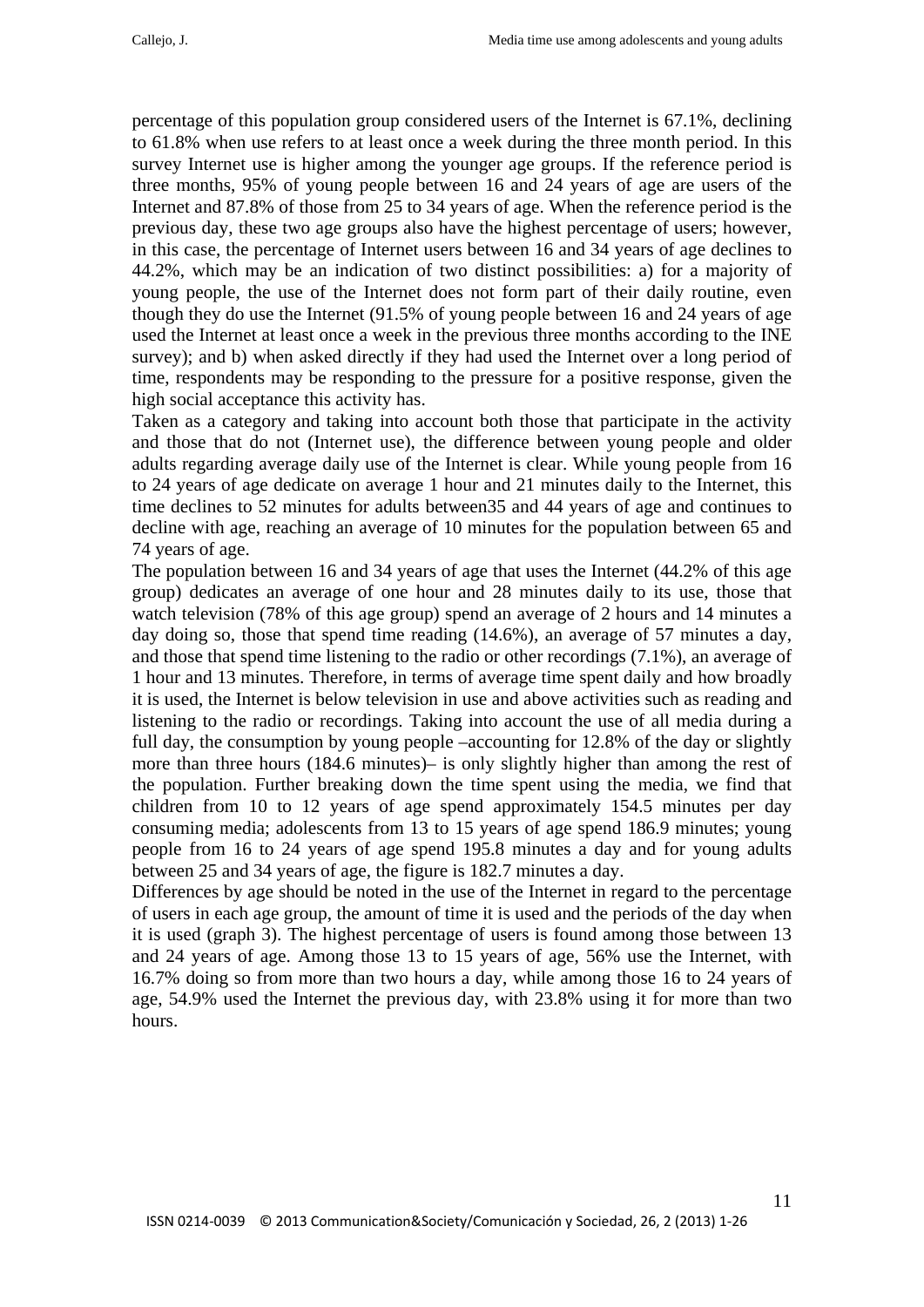percentage of this population group considered users of the Internet is 67.1%, declining to 61.8% when use refers to at least once a week during the three month period. In this survey Internet use is higher among the younger age groups. If the reference period is three months, 95% of young people between 16 and 24 years of age are users of the Internet and 87.8% of those from 25 to 34 years of age. When the reference period is the previous day, these two age groups also have the highest percentage of users; however, in this case, the percentage of Internet users between 16 and 34 years of age declines to 44.2%, which may be an indication of two distinct possibilities: a) for a majority of young people, the use of the Internet does not form part of their daily routine, even though they do use the Internet (91.5% of young people between 16 and 24 years of age used the Internet at least once a week in the previous three months according to the INE survey); and b) when asked directly if they had used the Internet over a long period of time, respondents may be responding to the pressure for a positive response, given the high social acceptance this activity has.

Taken as a category and taking into account both those that participate in the activity and those that do not (Internet use), the difference between young people and older adults regarding average daily use of the Internet is clear. While young people from 16 to 24 years of age dedicate on average 1 hour and 21 minutes daily to the Internet, this time declines to 52 minutes for adults between35 and 44 years of age and continues to decline with age, reaching an average of 10 minutes for the population between 65 and 74 years of age.

The population between 16 and 34 years of age that uses the Internet (44.2% of this age group) dedicates an average of one hour and 28 minutes daily to its use, those that watch television (78% of this age group) spend an average of 2 hours and 14 minutes a day doing so, those that spend time reading (14.6%), an average of 57 minutes a day, and those that spend time listening to the radio or other recordings (7.1%), an average of 1 hour and 13 minutes. Therefore, in terms of average time spent daily and how broadly it is used, the Internet is below television in use and above activities such as reading and listening to the radio or recordings. Taking into account the use of all media during a full day, the consumption by young people –accounting for 12.8% of the day or slightly more than three hours (184.6 minutes)– is only slightly higher than among the rest of the population. Further breaking down the time spent using the media, we find that children from 10 to 12 years of age spend approximately 154.5 minutes per day consuming media; adolescents from 13 to 15 years of age spend 186.9 minutes; young people from 16 to 24 years of age spend 195.8 minutes a day and for young adults between 25 and 34 years of age, the figure is 182.7 minutes a day.

Differences by age should be noted in the use of the Internet in regard to the percentage of users in each age group, the amount of time it is used and the periods of the day when it is used (graph 3). The highest percentage of users is found among those between 13 and 24 years of age. Among those 13 to 15 years of age, 56% use the Internet, with 16.7% doing so from more than two hours a day, while among those 16 to 24 years of age, 54.9% used the Internet the previous day, with 23.8% using it for more than two hours.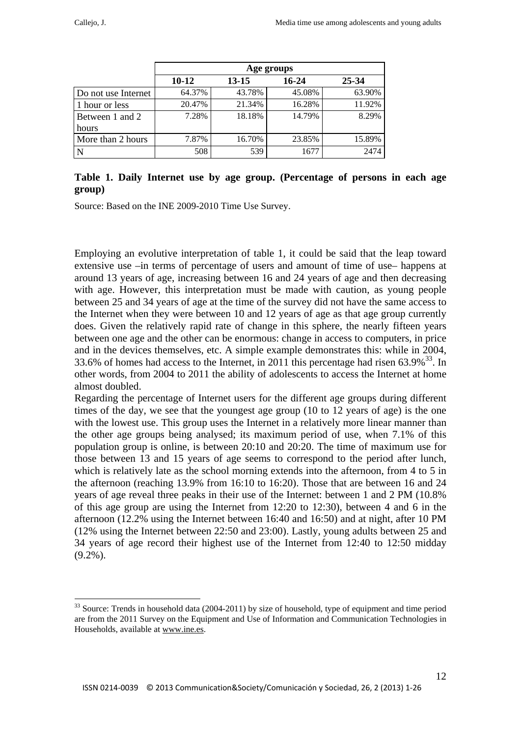| | Age groups | | | |
|---|---|---|---|---|
| | 10-12 | 13-15 | 16-24 | 25-34 |
| Do not use Internet | 64.37% | 43.78% | 45.08% | 63.90% |
| 1 hour or less | 20.47% | 21.34% | 16.28% | 11.92% |
| Between 1 and 2 hours | 7.28% | 18.18% | 14.79% | 8.29% |
| More than 2 hours | 7.87% | 16.70% | 23.85% | 15.89% |
| N | 508 | 539 | 1677 | 2474 |

**Table 1. Daily Internet use by age group. (Percentage of persons in each age group)**

Source: Based on the INE 2009-2010 Time Use Survey.

Employing an evolutive interpretation of table 1, it could be said that the leap toward extensive use –in terms of percentage of users and amount of time of use– happens at around 13 years of age, increasing between 16 and 24 years of age and then decreasing with age. However, this interpretation must be made with caution, as young people between 25 and 34 years of age at the time of the survey did not have the same access to the Internet when they were between 10 and 12 years of age as that age group currently does. Given the relatively rapid rate of change in this sphere, the nearly fifteen years between one age and the other can be enormous: change in access to computers, in price and in the devices themselves, etc. A simple example demonstrates this: while in 2004, 33.6% of homes had access to the Internet, in 2011 this percentage had risen 63.9%[33]. In other words, from 2004 to 2011 the ability of adolescents to access the Internet at home almost doubled.

Regarding the percentage of Internet users for the different age groups during different times of the day, we see that the youngest age group (10 to 12 years of age) is the one with the lowest use. This group uses the Internet in a relatively more linear manner than the other age groups being analysed; its maximum period of use, when 7.1% of this population group is online, is between 20:10 and 20:20. The time of maximum use for those between 13 and 15 years of age seems to correspond to the period after lunch, which is relatively late as the school morning extends into the afternoon, from 4 to 5 in the afternoon (reaching 13.9% from 16:10 to 16:20). Those that are between 16 and 24 years of age reveal three peaks in their use of the Internet: between 1 and 2 PM (10.8% of this age group are using the Internet from 12:20 to 12:30), between 4 and 6 in the afternoon (12.2% using the Internet between 16:40 and 16:50) and at night, after 10 PM (12% using the Internet between 22:50 and 23:00). Lastly, young adults between 25 and 34 years of age record their highest use of the Internet from 12:40 to 12:50 midday (9.2%).

[33] Source: Trends in household data (2004-2011) by size of household, type of equipment and time period are from the 2011 Survey on the Equipment and Use of Information and Communication Technologies in Households, available at www.ine.es.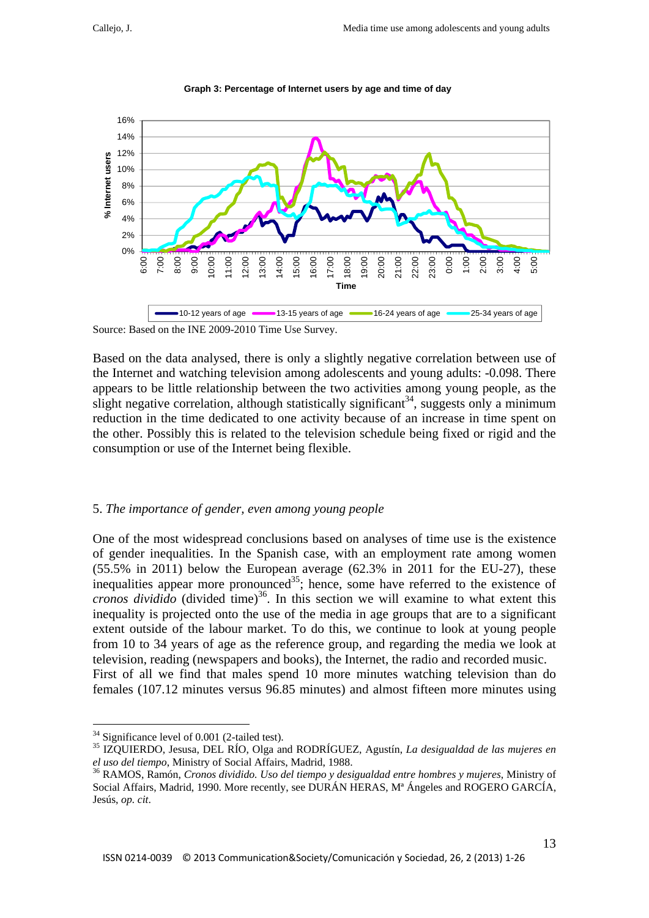**Graph 3: Percentage of Internet users by age and time of day**

Source: Based on the INE 2009-2010 Time Use Survey.

Based on the data analysed, there is only a slightly negative correlation between use of the Internet and watching television among adolescents and young adults: -0.098. There appears to be little relationship between the two activities among young people, as the slight negative correlation, although statistically significant[34], suggests only a minimum reduction in the time dedicated to one activity because of an increase in time spent on the other. Possibly this is related to the television schedule being fixed or rigid and the consumption or use of the Internet being flexible.

## 5. *The importance of gender, even among young people*

One of the most widespread conclusions based on analyses of time use is the existence of gender inequalities. In the Spanish case, with an employment rate among women (55.5% in 2011) below the European average (62.3% in 2011 for the EU-27), these inequalities appear more pronounced[35]; hence, some have referred to the existence of *cronos dividido* (divided time)[36]. In this section we will examine to what extent this inequality is projected onto the use of the media in age groups that are to a significant extent outside of the labour market. To do this, we continue to look at young people from 10 to 34 years of age as the reference group, and regarding the media we look at television, reading (newspapers and books), the Internet, the radio and recorded music.
First of all we find that males spend 10 more minutes watching television than do females (107.12 minutes versus 96.85 minutes) and almost fifteen more minutes using

---

[34] Significance level of 0.001 (2-tailed test).

[35] IZQUIERDO, Jesusa, DEL RÍO, Olga and RODRÍGUEZ, Agustín, *La desigualdad de las mujeres en el uso del tiempo*, Ministry of Social Affairs, Madrid, 1988.

[36] RAMOS, Ramón, *Cronos dividido. Uso del tiempo y desigualdad entre hombres y mujeres*, Ministry of Social Affairs, Madrid, 1990. More recently, see DURÁN HERAS, Mª Ángeles and ROGERO GARCÍA, Jesús, *op. cit*.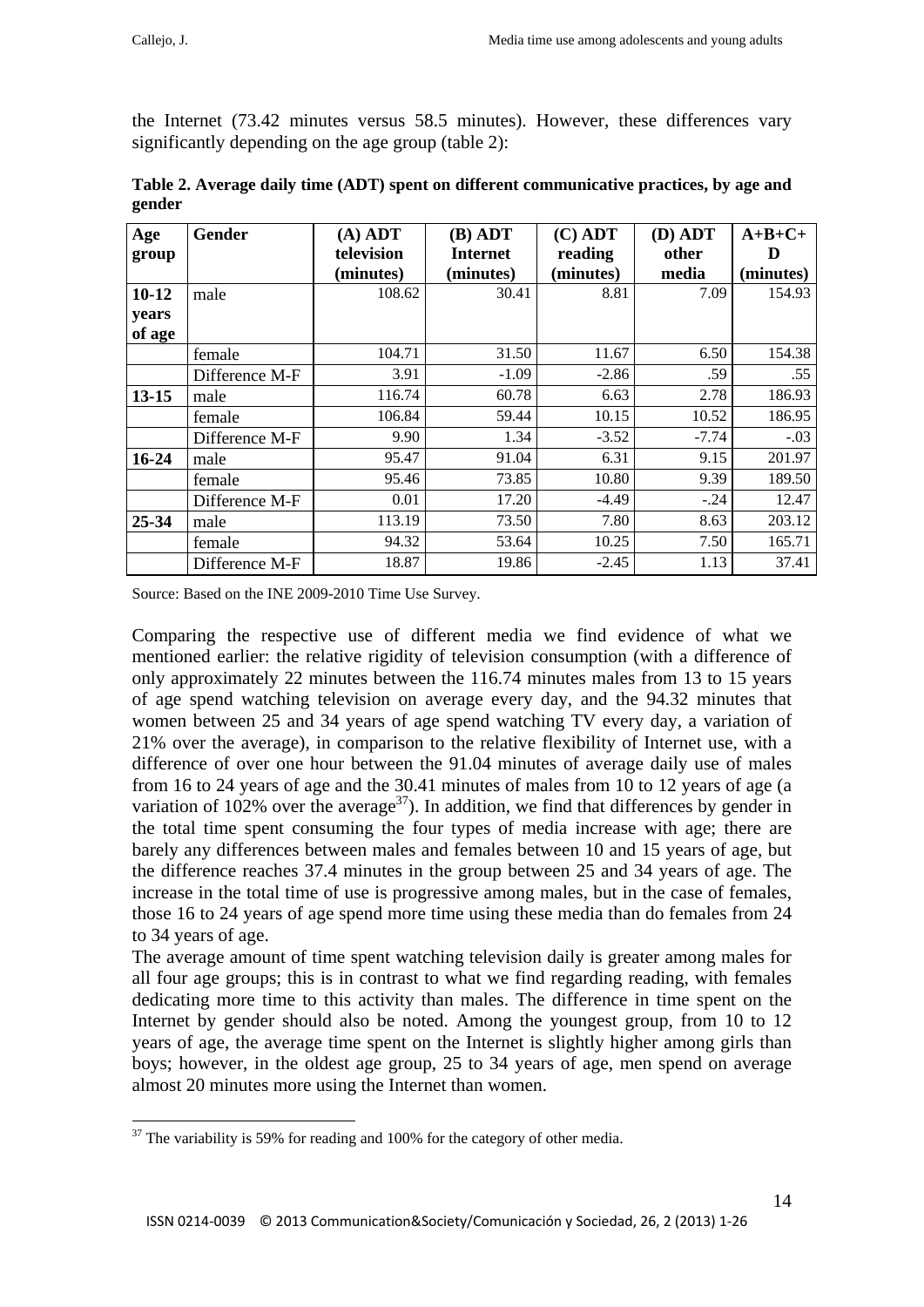the Internet (73.42 minutes versus 58.5 minutes). However, these differences vary significantly depending on the age group (table 2):

**Table 2. Average daily time (ADT) spent on different communicative practices, by age and gender**

| Age group | Gender | (A) ADT television (minutes) | (B) ADT Internet (minutes) | (C) ADT reading (minutes) | (D) ADT other media | A+B+C+D (minutes) |
|---|---|---|---|---|---|---|
| 10-12 years of age | male | 108.62 | 30.41 | 8.81 | 7.09 | 154.93 |
| | female | 104.71 | 31.50 | 11.67 | 6.50 | 154.38 |
| | Difference M-F | 3.91 | -1.09 | -2.86 | .59 | .55 |
| 13-15 | male | 116.74 | 60.78 | 6.63 | 2.78 | 186.93 |
| | female | 106.84 | 59.44 | 10.15 | 10.52 | 186.95 |
| | Difference M-F | 9.90 | 1.34 | -3.52 | -7.74 | -.03 |
| 16-24 | male | 95.47 | 91.04 | 6.31 | 9.15 | 201.97 |
| | female | 95.46 | 73.85 | 10.80 | 9.39 | 189.50 |
| | Difference M-F | 0.01 | 17.20 | -4.49 | -.24 | 12.47 |
| 25-34 | male | 113.19 | 73.50 | 7.80 | 8.63 | 203.12 |
| | female | 94.32 | 53.64 | 10.25 | 7.50 | 165.71 |
| | Difference M-F | 18.87 | 19.86 | -2.45 | 1.13 | 37.41 |

Source: Based on the INE 2009-2010 Time Use Survey.

Comparing the respective use of different media we find evidence of what we mentioned earlier: the relative rigidity of television consumption (with a difference of only approximately 22 minutes between the 116.74 minutes males from 13 to 15 years of age spend watching television on average every day, and the 94.32 minutes that women between 25 and 34 years of age spend watching TV every day, a variation of 21% over the average), in comparison to the relative flexibility of Internet use, with a difference of over one hour between the 91.04 minutes of average daily use of males from 16 to 24 years of age and the 30.41 minutes of males from 10 to 12 years of age (a variation of 102% over the average[37]). In addition, we find that differences by gender in the total time spent consuming the four types of media increase with age; there are barely any differences between males and females between 10 and 15 years of age, but the difference reaches 37.4 minutes in the group between 25 and 34 years of age. The increase in the total time of use is progressive among males, but in the case of females, those 16 to 24 years of age spend more time using these media than do females from 24 to 34 years of age.

The average amount of time spent watching television daily is greater among males for all four age groups; this is in contrast to what we find regarding reading, with females dedicating more time to this activity than males. The difference in time spent on the Internet by gender should also be noted. Among the youngest group, from 10 to 12 years of age, the average time spent on the Internet is slightly higher among girls than boys; however, in the oldest age group, 25 to 34 years of age, men spend on average almost 20 minutes more using the Internet than women.

[37] The variability is 59% for reading and 100% for the category of other media.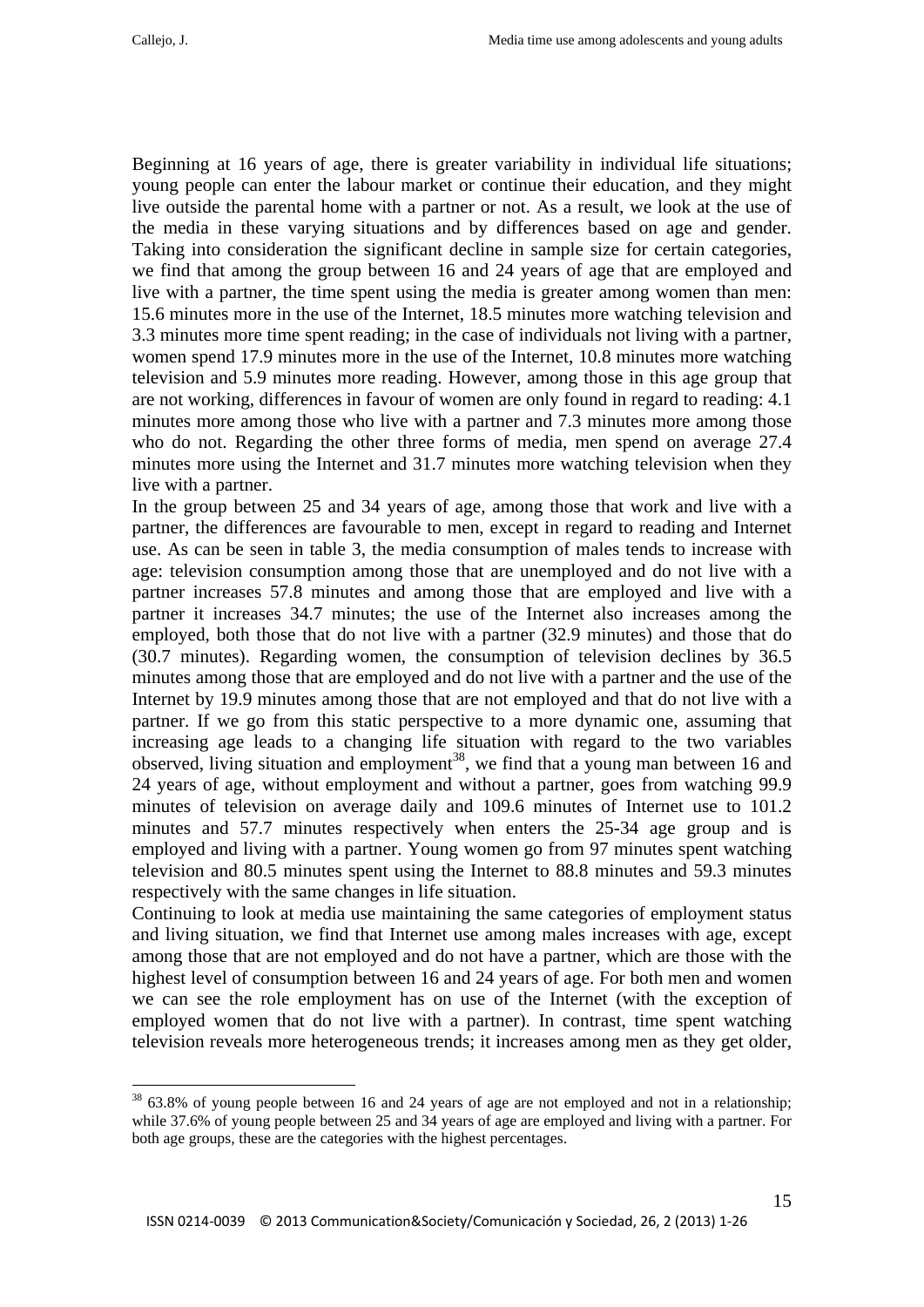Beginning at 16 years of age, there is greater variability in individual life situations; young people can enter the labour market or continue their education, and they might live outside the parental home with a partner or not. As a result, we look at the use of the media in these varying situations and by differences based on age and gender. Taking into consideration the significant decline in sample size for certain categories, we find that among the group between 16 and 24 years of age that are employed and live with a partner, the time spent using the media is greater among women than men: 15.6 minutes more in the use of the Internet, 18.5 minutes more watching television and 3.3 minutes more time spent reading; in the case of individuals not living with a partner, women spend 17.9 minutes more in the use of the Internet, 10.8 minutes more watching television and 5.9 minutes more reading. However, among those in this age group that are not working, differences in favour of women are only found in regard to reading: 4.1 minutes more among those who live with a partner and 7.3 minutes more among those who do not. Regarding the other three forms of media, men spend on average 27.4 minutes more using the Internet and 31.7 minutes more watching television when they live with a partner.

In the group between 25 and 34 years of age, among those that work and live with a partner, the differences are favourable to men, except in regard to reading and Internet use. As can be seen in table 3, the media consumption of males tends to increase with age: television consumption among those that are unemployed and do not live with a partner increases 57.8 minutes and among those that are employed and live with a partner it increases 34.7 minutes; the use of the Internet also increases among the employed, both those that do not live with a partner (32.9 minutes) and those that do (30.7 minutes). Regarding women, the consumption of television declines by 36.5 minutes among those that are employed and do not live with a partner and the use of the Internet by 19.9 minutes among those that are not employed and that do not live with a partner. If we go from this static perspective to a more dynamic one, assuming that increasing age leads to a changing life situation with regard to the two variables observed, living situation and employment[38], we find that a young man between 16 and 24 years of age, without employment and without a partner, goes from watching 99.9 minutes of television on average daily and 109.6 minutes of Internet use to 101.2 minutes and 57.7 minutes respectively when enters the 25-34 age group and is employed and living with a partner. Young women go from 97 minutes spent watching television and 80.5 minutes spent using the Internet to 88.8 minutes and 59.3 minutes respectively with the same changes in life situation.

Continuing to look at media use maintaining the same categories of employment status and living situation, we find that Internet use among males increases with age, except among those that are not employed and do not have a partner, which are those with the highest level of consumption between 16 and 24 years of age. For both men and women we can see the role employment has on use of the Internet (with the exception of employed women that do not live with a partner). In contrast, time spent watching television reveals more heterogeneous trends; it increases among men as they get older,

[38] 63.8% of young people between 16 and 24 years of age are not employed and not in a relationship; while 37.6% of young people between 25 and 34 years of age are employed and living with a partner. For both age groups, these are the categories with the highest percentages.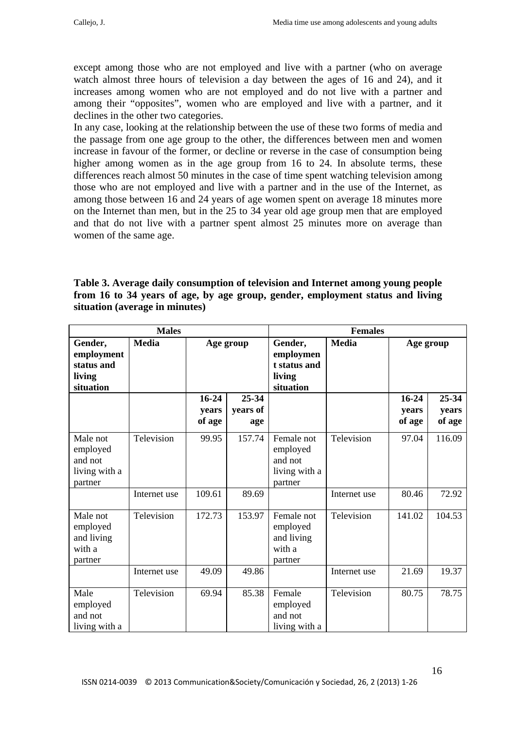except among those who are not employed and live with a partner (who on average watch almost three hours of television a day between the ages of 16 and 24), and it increases among women who are not employed and do not live with a partner and among their "opposites", women who are employed and live with a partner, and it declines in the other two categories.

In any case, looking at the relationship between the use of these two forms of media and the passage from one age group to the other, the differences between men and women increase in favour of the former, or decline or reverse in the case of consumption being higher among women as in the age group from 16 to 24. In absolute terms, these differences reach almost 50 minutes in the case of time spent watching television among those who are not employed and live with a partner and in the use of the Internet, as among those between 16 and 24 years of age women spent on average 18 minutes more on the Internet than men, but in the 25 to 34 year old age group men that are employed and that do not live with a partner spent almost 25 minutes more on average than women of the same age.

**Table 3. Average daily consumption of television and Internet among young people from 16 to 34 years of age, by age group, gender, employment status and living situation (average in minutes)**

| Males | | | | Females | | | |
|---|---|---|---|---|---|---|---|
| **Gender, employment status and living situation** | **Media** | **Age group** | | **Gender, employment status and living situation** | **Media** | **Age group** | |
| | | **16-24 years of age** | **25-34 years of age** | | | **16-24 years of age** | **25-34 years of age** |
| Male not employed and not living with a partner | Television | 99.95 | 157.74 | Female not employed and not living with a partner | Television | 97.04 | 116.09 |
| | Internet use | 109.61 | 89.69 | | Internet use | 80.46 | 72.92 |
| Male not employed and living with a partner | Television | 172.73 | 153.97 | Female not employed and living with a partner | Television | 141.02 | 104.53 |
| | Internet use | 49.09 | 49.86 | | Internet use | 21.69 | 19.37 |
| Male employed and not living with a | Television | 69.94 | 85.38 | Female employed and not living with a | Television | 80.75 | 78.75 |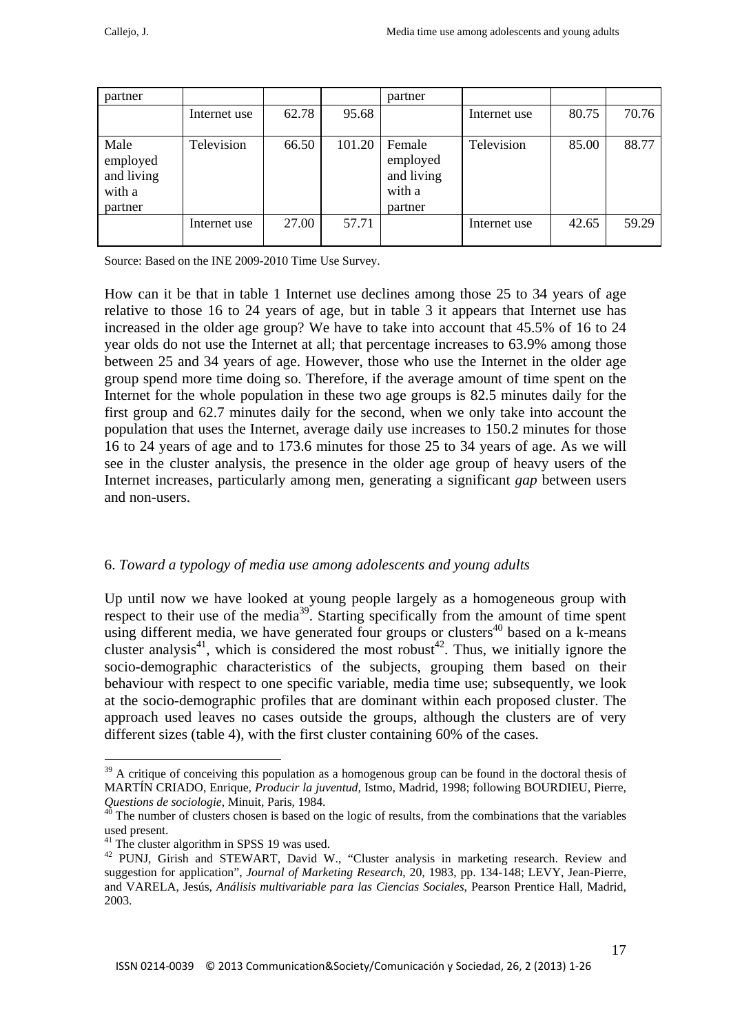| partner | | | | partner | | | |
|---|---|---|---|---|---|---|---|
| | Internet use | 62.78 | 95.68 | | Internet use | 80.75 | 70.76 |
| Male employed and living with a partner | Television | 66.50 | 101.20 | Female employed and living with a partner | Television | 85.00 | 88.77 |
| | Internet use | 27.00 | 57.71 | | Internet use | 42.65 | 59.29 |

Source: Based on the INE 2009-2010 Time Use Survey.

How can it be that in table 1 Internet use declines among those 25 to 34 years of age relative to those 16 to 24 years of age, but in table 3 it appears that Internet use has increased in the older age group? We have to take into account that 45.5% of 16 to 24 year olds do not use the Internet at all; that percentage increases to 63.9% among those between 25 and 34 years of age. However, those who use the Internet in the older age group spend more time doing so. Therefore, if the average amount of time spent on the Internet for the whole population in these two age groups is 82.5 minutes daily for the first group and 62.7 minutes daily for the second, when we only take into account the population that uses the Internet, average daily use increases to 150.2 minutes for those 16 to 24 years of age and to 173.6 minutes for those 25 to 34 years of age. As we will see in the cluster analysis, the presence in the older age group of heavy users of the Internet increases, particularly among men, generating a significant *gap* between users and non-users.

## 6. *Toward a typology of media use among adolescents and young adults*

Up until now we have looked at young people largely as a homogeneous group with respect to their use of the media[39]. Starting specifically from the amount of time spent using different media, we have generated four groups or clusters[40] based on a k-means cluster analysis[41], which is considered the most robust[42]. Thus, we initially ignore the socio-demographic characteristics of the subjects, grouping them based on their behaviour with respect to one specific variable, media time use; subsequently, we look at the socio-demographic profiles that are dominant within each proposed cluster. The approach used leaves no cases outside the groups, although the clusters are of very different sizes (table 4), with the first cluster containing 60% of the cases.

[39] A critique of conceiving this population as a homogenous group can be found in the doctoral thesis of MARTÍN CRIADO, Enrique, *Producir la juventud*, Istmo, Madrid, 1998; following BOURDIEU, Pierre, *Questions de sociologie*, Minuit, Paris, 1984.

[40] The number of clusters chosen is based on the logic of results, from the combinations that the variables used present.

[41] The cluster algorithm in SPSS 19 was used.

[42] PUNJ, Girish and STEWART, David W., "Cluster analysis in marketing research. Review and suggestion for application", *Journal of Marketing Research*, 20, 1983, pp. 134-148; LEVY, Jean-Pierre, and VARELA, Jesús, *Análisis multivariable para las Ciencias Sociales*, Pearson Prentice Hall, Madrid, 2003.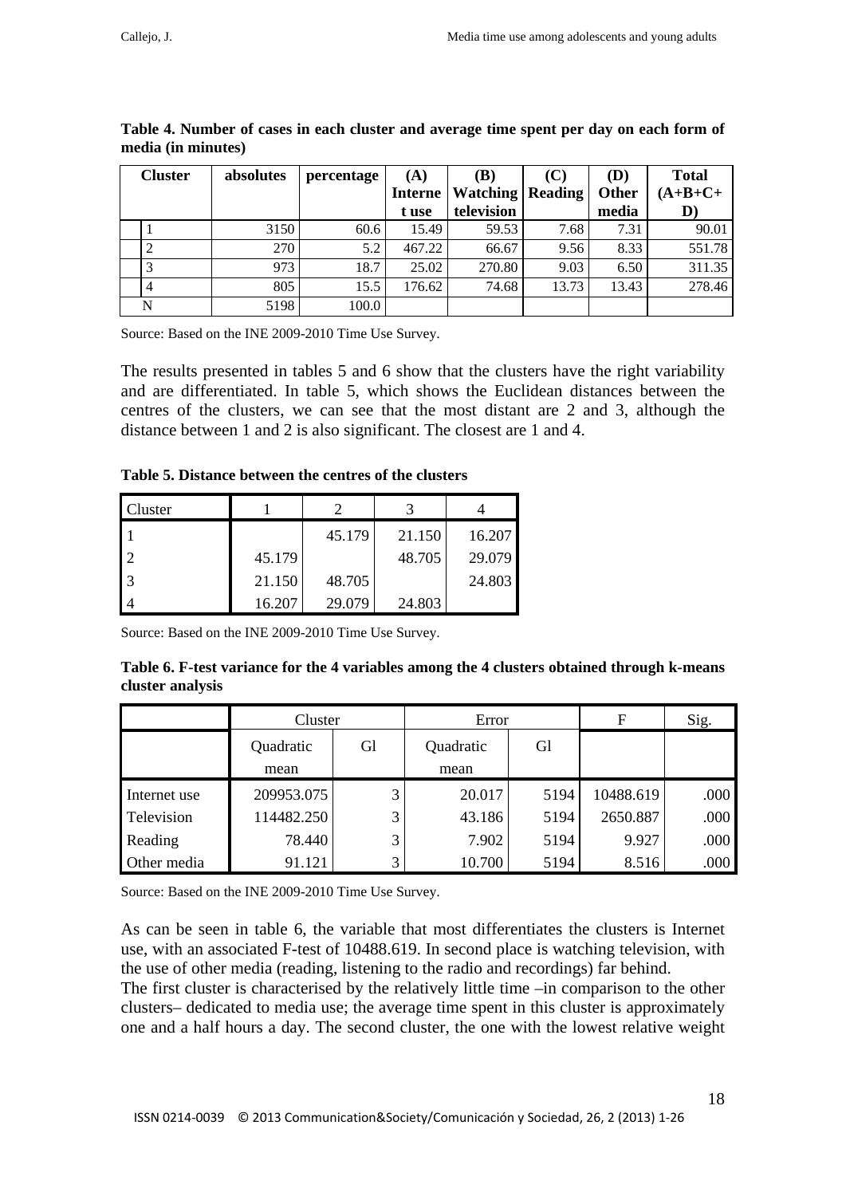**Table 4. Number of cases in each cluster and average time spent per day on each form of media (in minutes)**

| Cluster | absolutes | percentage | (A) Internet use | (B) Watching television | (C) Reading | (D) Other media | Total (A+B+C+D) |
|---|---|---|---|---|---|---|---|
| 1 | 3150 | 60.6 | 15.49 | 59.53 | 7.68 | 7.31 | 90.01 |
| 2 | 270 | 5.2 | 467.22 | 66.67 | 9.56 | 8.33 | 551.78 |
| 3 | 973 | 18.7 | 25.02 | 270.80 | 9.03 | 6.50 | 311.35 |
| 4 | 805 | 15.5 | 176.62 | 74.68 | 13.73 | 13.43 | 278.46 |
| N | 5198 | 100.0 | | | | | |

Source: Based on the INE 2009-2010 Time Use Survey.

The results presented in tables 5 and 6 show that the clusters have the right variability and are differentiated. In table 5, which shows the Euclidean distances between the centres of the clusters, we can see that the most distant are 2 and 3, although the distance between 1 and 2 is also significant. The closest are 1 and 4.

**Table 5. Distance between the centres of the clusters**

| Cluster | 1 | 2 | 3 | 4 |
|---|---|---|---|---|
| 1 | | 45.179 | 21.150 | 16.207 |
| 2 | 45.179 | | 48.705 | 29.079 |
| 3 | 21.150 | 48.705 | | 24.803 |
| 4 | 16.207 | 29.079 | 24.803 | |

Source: Based on the INE 2009-2010 Time Use Survey.

**Table 6. F-test variance for the 4 variables among the 4 clusters obtained through k-means cluster analysis**

| | Cluster | | Error | | F | Sig. |
|---|---|---|---|---|---|---|
| | Quadratic mean | Gl | Quadratic mean | Gl | | |
| Internet use | 209953.075 | 3 | 20.017 | 5194 | 10488.619 | .000 |
| Television | 114482.250 | 3 | 43.186 | 5194 | 2650.887 | .000 |
| Reading | 78.440 | 3 | 7.902 | 5194 | 9.927 | .000 |
| Other media | 91.121 | 3 | 10.700 | 5194 | 8.516 | .000 |

Source: Based on the INE 2009-2010 Time Use Survey.

As can be seen in table 6, the variable that most differentiates the clusters is Internet use, with an associated F-test of 10488.619. In second place is watching television, with the use of other media (reading, listening to the radio and recordings) far behind.
The first cluster is characterised by the relatively little time –in comparison to the other clusters– dedicated to media use; the average time spent in this cluster is approximately one and a half hours a day. The second cluster, the one with the lowest relative weight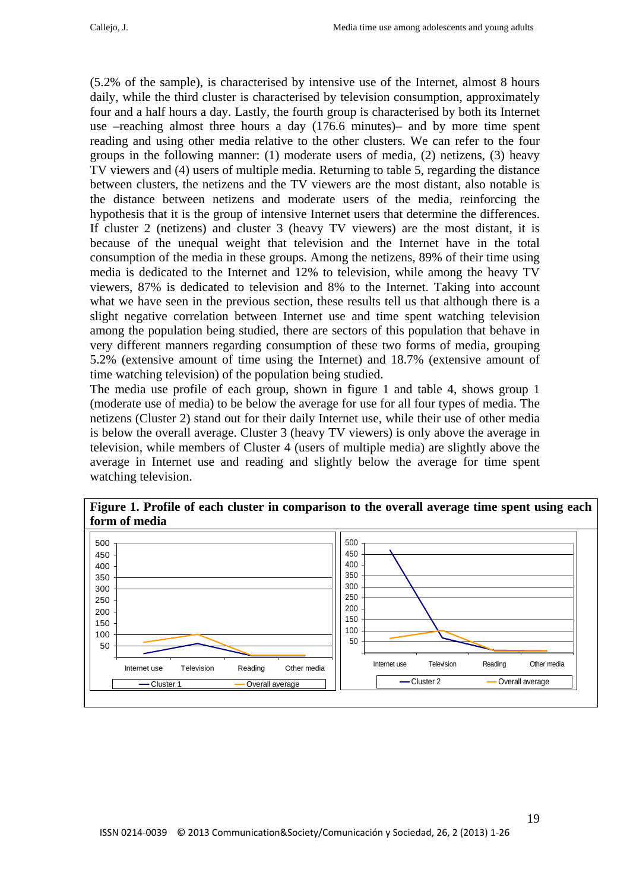(5.2% of the sample), is characterised by intensive use of the Internet, almost 8 hours daily, while the third cluster is characterised by television consumption, approximately four and a half hours a day. Lastly, the fourth group is characterised by both its Internet use –reaching almost three hours a day (176.6 minutes)– and by more time spent reading and using other media relative to the other clusters. We can refer to the four groups in the following manner: (1) moderate users of media, (2) netizens, (3) heavy TV viewers and (4) users of multiple media. Returning to table 5, regarding the distance between clusters, the netizens and the TV viewers are the most distant, also notable is the distance between netizens and moderate users of the media, reinforcing the hypothesis that it is the group of intensive Internet users that determine the differences. If cluster 2 (netizens) and cluster 3 (heavy TV viewers) are the most distant, it is because of the unequal weight that television and the Internet have in the total consumption of the media in these groups. Among the netizens, 89% of their time using media is dedicated to the Internet and 12% to television, while among the heavy TV viewers, 87% is dedicated to television and 8% to the Internet. Taking into account what we have seen in the previous section, these results tell us that although there is a slight negative correlation between Internet use and time spent watching television among the population being studied, there are sectors of this population that behave in very different manners regarding consumption of these two forms of media, grouping 5.2% (extensive amount of time using the Internet) and 18.7% (extensive amount of time watching television) of the population being studied.

The media use profile of each group, shown in figure 1 and table 4, shows group 1 (moderate use of media) to be below the average for use for all four types of media. The netizens (Cluster 2) stand out for their daily Internet use, while their use of other media is below the overall average. Cluster 3 (heavy TV viewers) is only above the average in television, while members of Cluster 4 (users of multiple media) are slightly above the average in Internet use and reading and slightly below the average for time spent watching television.

**Figure 1. Profile of each cluster in comparison to the overall average time spent using each form of media**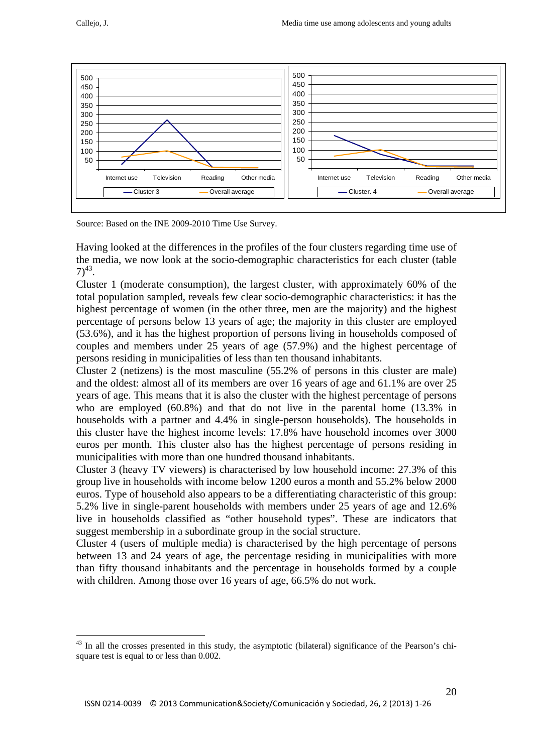Source: Based on the INE 2009-2010 Time Use Survey.

Having looked at the differences in the profiles of the four clusters regarding time use of the media, we now look at the socio-demographic characteristics for each cluster (table 7)[43].

Cluster 1 (moderate consumption), the largest cluster, with approximately 60% of the total population sampled, reveals few clear socio-demographic characteristics: it has the highest percentage of women (in the other three, men are the majority) and the highest percentage of persons below 13 years of age; the majority in this cluster are employed (53.6%), and it has the highest proportion of persons living in households composed of couples and members under 25 years of age (57.9%) and the highest percentage of persons residing in municipalities of less than ten thousand inhabitants.

Cluster 2 (netizens) is the most masculine (55.2% of persons in this cluster are male) and the oldest: almost all of its members are over 16 years of age and 61.1% are over 25 years of age. This means that it is also the cluster with the highest percentage of persons who are employed (60.8%) and that do not live in the parental home (13.3% in households with a partner and 4.4% in single-person households). The households in this cluster have the highest income levels: 17.8% have household incomes over 3000 euros per month. This cluster also has the highest percentage of persons residing in municipalities with more than one hundred thousand inhabitants.

Cluster 3 (heavy TV viewers) is characterised by low household income: 27.3% of this group live in households with income below 1200 euros a month and 55.2% below 2000 euros. Type of household also appears to be a differentiating characteristic of this group: 5.2% live in single-parent households with members under 25 years of age and 12.6% live in households classified as "other household types". These are indicators that suggest membership in a subordinate group in the social structure.

Cluster 4 (users of multiple media) is characterised by the high percentage of persons between 13 and 24 years of age, the percentage residing in municipalities with more than fifty thousand inhabitants and the percentage in households formed by a couple with children. Among those over 16 years of age, 66.5% do not work.

[43] In all the crosses presented in this study, the asymptotic (bilateral) significance of the Pearson's chi-square test is equal to or less than 0.002.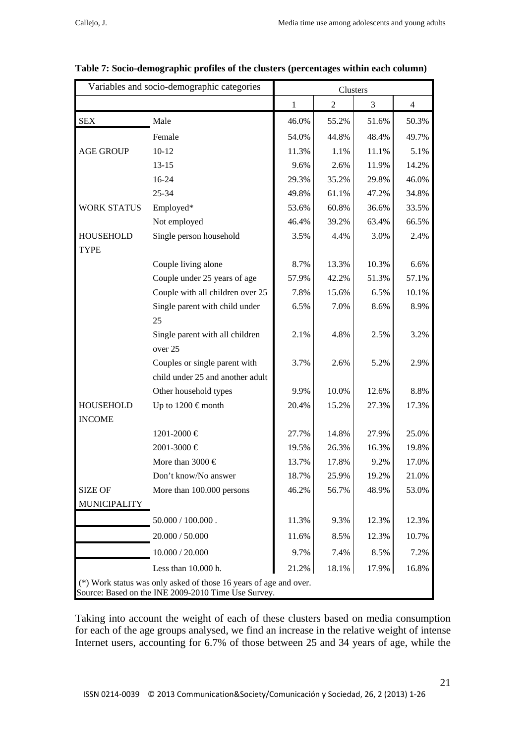**Table 7: Socio-demographic profiles of the clusters (percentages within each column)**

| Variables and socio-demographic categories | | Clusters | | | |
|---|---|---|---|---|---|
| | | 1 | 2 | 3 | 4 |
| SEX | Male | 46.0% | 55.2% | 51.6% | 50.3% |
| | Female | 54.0% | 44.8% | 48.4% | 49.7% |
| AGE GROUP | 10-12 | 11.3% | 1.1% | 11.1% | 5.1% |
| | 13-15 | 9.6% | 2.6% | 11.9% | 14.2% |
| | 16-24 | 29.3% | 35.2% | 29.8% | 46.0% |
| | 25-34 | 49.8% | 61.1% | 47.2% | 34.8% |
| WORK STATUS | Employed* | 53.6% | 60.8% | 36.6% | 33.5% |
| | Not employed | 46.4% | 39.2% | 63.4% | 66.5% |
| HOUSEHOLD TYPE | Single person household | 3.5% | 4.4% | 3.0% | 2.4% |
| | Couple living alone | 8.7% | 13.3% | 10.3% | 6.6% |
| | Couple under 25 years of age | 57.9% | 42.2% | 51.3% | 57.1% |
| | Couple with all children over 25 | 7.8% | 15.6% | 6.5% | 10.1% |
| | Single parent with child under 25 | 6.5% | 7.0% | 8.6% | 8.9% |
| | Single parent with all children over 25 | 2.1% | 4.8% | 2.5% | 3.2% |
| | Couples or single parent with child under 25 and another adult | 3.7% | 2.6% | 5.2% | 2.9% |
| | Other household types | 9.9% | 10.0% | 12.6% | 8.8% |
| HOUSEHOLD INCOME | Up to 1200 € month | 20.4% | 15.2% | 27.3% | 17.3% |
| | 1201-2000 € | 27.7% | 14.8% | 27.9% | 25.0% |
| | 2001-3000 € | 19.5% | 26.3% | 16.3% | 19.8% |
| | More than 3000 € | 13.7% | 17.8% | 9.2% | 17.0% |
| | Don't know/No answer | 18.7% | 25.9% | 19.2% | 21.0% |
| SIZE OF MUNICIPALITY | More than 100.000 persons | 46.2% | 56.7% | 48.9% | 53.0% |
| | 50.000 / 100.000 . | 11.3% | 9.3% | 12.3% | 12.3% |
| | 20.000 / 50.000 | 11.6% | 8.5% | 12.3% | 10.7% |
| | 10.000 / 20.000 | 9.7% | 7.4% | 8.5% | 7.2% |
| | Less than 10.000 h. | 21.2% | 18.1% | 17.9% | 16.8% |

(*) Work status was only asked of those 16 years of age and over.
Source: Based on the INE 2009-2010 Time Use Survey.

Taking into account the weight of each of these clusters based on media consumption for each of the age groups analysed, we find an increase in the relative weight of intense Internet users, accounting for 6.7% of those between 25 and 34 years of age, while the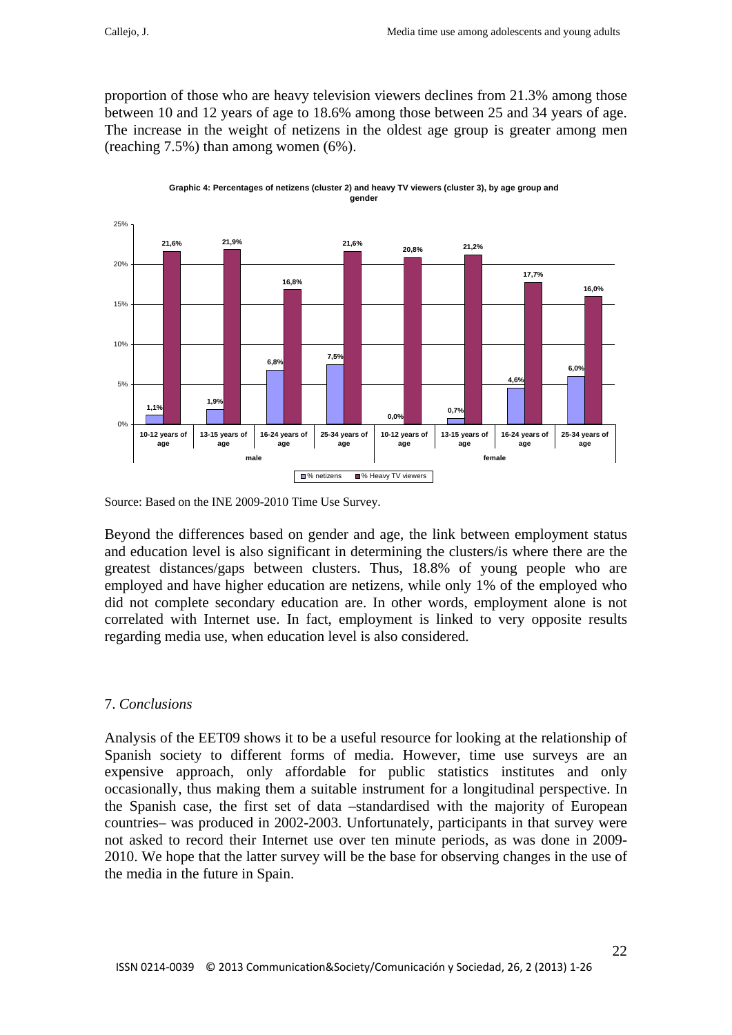proportion of those who are heavy television viewers declines from 21.3% among those between 10 and 12 years of age to 18.6% among those between 25 and 34 years of age. The increase in the weight of netizens in the oldest age group is greater among men (reaching 7.5%) than among women (6%).

**Graphic 4: Percentages of netizens (cluster 2) and heavy TV viewers (cluster 3), by age group and gender**

| Gender | Age group | % netizens | % Heavy TV viewers |
|---|---|---|---|
| male | 10-12 years of age | 1,1% | 21,6% |
| male | 13-15 years of age | 1,9% | 21,9% |
| male | 16-24 years of age | 6,8% | 16,8% |
| male | 25-34 years of age | 7,5% | 21,6% |
| female | 10-12 years of age | 0,0% | 20,8% |
| female | 13-15 years of age | 0,7% | 21,2% |
| female | 16-24 years of age | 4,6% | 17,7% |
| female | 25-34 years of age | 6,0% | 16,0% |

Source: Based on the INE 2009-2010 Time Use Survey.

Beyond the differences based on gender and age, the link between employment status and education level is also significant in determining the clusters/is where there are the greatest distances/gaps between clusters. Thus, 18.8% of young people who are employed and have higher education are netizens, while only 1% of the employed who did not complete secondary education are. In other words, employment alone is not correlated with Internet use. In fact, employment is linked to very opposite results regarding media use, when education level is also considered.

## 7. *Conclusions*

Analysis of the EET09 shows it to be a useful resource for looking at the relationship of Spanish society to different forms of media. However, time use surveys are an expensive approach, only affordable for public statistics institutes and only occasionally, thus making them a suitable instrument for a longitudinal perspective. In the Spanish case, the first set of data –standardised with the majority of European countries– was produced in 2002-2003. Unfortunately, participants in that survey were not asked to record their Internet use over ten minute periods, as was done in 2009-2010. We hope that the latter survey will be the base for observing changes in the use of the media in the future in Spain.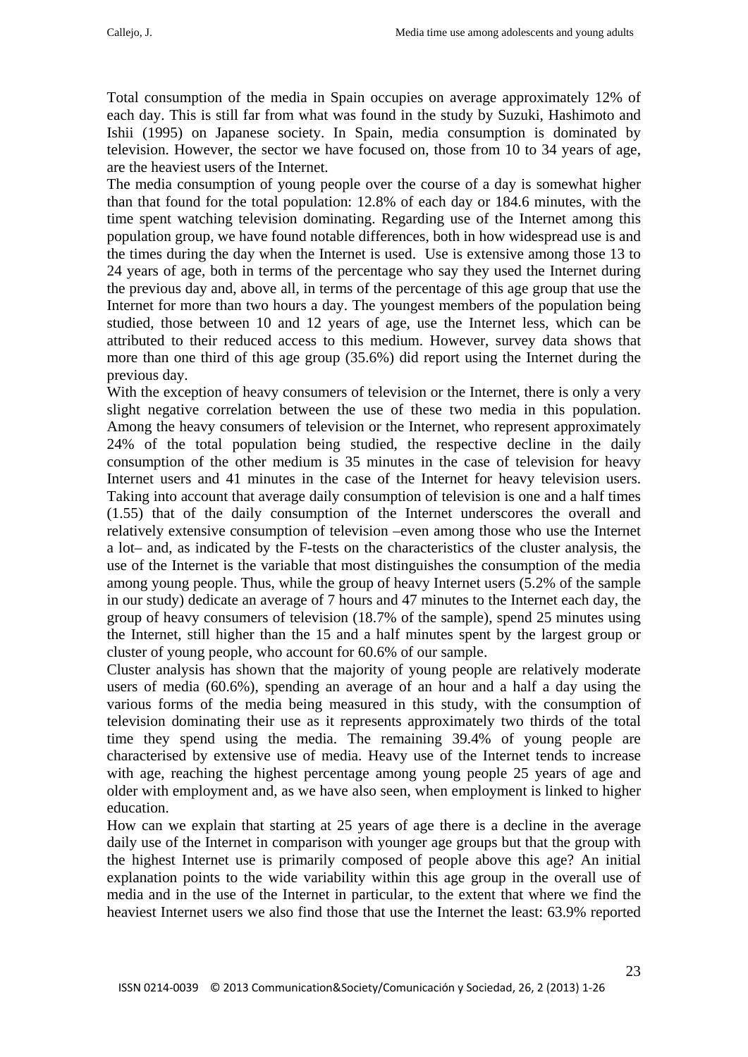Total consumption of the media in Spain occupies on average approximately 12% of each day. This is still far from what was found in the study by Suzuki, Hashimoto and Ishii (1995) on Japanese society. In Spain, media consumption is dominated by television. However, the sector we have focused on, those from 10 to 34 years of age, are the heaviest users of the Internet.

The media consumption of young people over the course of a day is somewhat higher than that found for the total population: 12.8% of each day or 184.6 minutes, with the time spent watching television dominating. Regarding use of the Internet among this population group, we have found notable differences, both in how widespread use is and the times during the day when the Internet is used. Use is extensive among those 13 to 24 years of age, both in terms of the percentage who say they used the Internet during the previous day and, above all, in terms of the percentage of this age group that use the Internet for more than two hours a day. The youngest members of the population being studied, those between 10 and 12 years of age, use the Internet less, which can be attributed to their reduced access to this medium. However, survey data shows that more than one third of this age group (35.6%) did report using the Internet during the previous day.

With the exception of heavy consumers of television or the Internet, there is only a very slight negative correlation between the use of these two media in this population. Among the heavy consumers of television or the Internet, who represent approximately 24% of the total population being studied, the respective decline in the daily consumption of the other medium is 35 minutes in the case of television for heavy Internet users and 41 minutes in the case of the Internet for heavy television users. Taking into account that average daily consumption of television is one and a half times (1.55) that of the daily consumption of the Internet underscores the overall and relatively extensive consumption of television –even among those who use the Internet a lot– and, as indicated by the F-tests on the characteristics of the cluster analysis, the use of the Internet is the variable that most distinguishes the consumption of the media among young people. Thus, while the group of heavy Internet users (5.2% of the sample in our study) dedicate an average of 7 hours and 47 minutes to the Internet each day, the group of heavy consumers of television (18.7% of the sample), spend 25 minutes using the Internet, still higher than the 15 and a half minutes spent by the largest group or cluster of young people, who account for 60.6% of our sample.

Cluster analysis has shown that the majority of young people are relatively moderate users of media (60.6%), spending an average of an hour and a half a day using the various forms of the media being measured in this study, with the consumption of television dominating their use as it represents approximately two thirds of the total time they spend using the media. The remaining 39.4% of young people are characterised by extensive use of media. Heavy use of the Internet tends to increase with age, reaching the highest percentage among young people 25 years of age and older with employment and, as we have also seen, when employment is linked to higher education.

How can we explain that starting at 25 years of age there is a decline in the average daily use of the Internet in comparison with younger age groups but that the group with the highest Internet use is primarily composed of people above this age? An initial explanation points to the wide variability within this age group in the overall use of media and in the use of the Internet in particular, to the extent that where we find the heaviest Internet users we also find those that use the Internet the least: 63.9% reported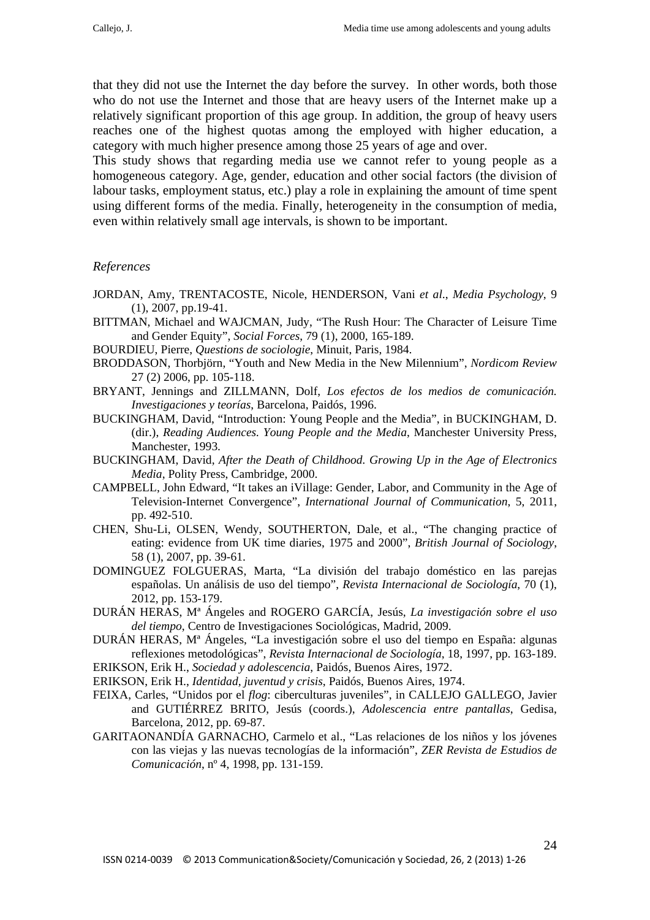that they did not use the Internet the day before the survey. In other words, both those who do not use the Internet and those that are heavy users of the Internet make up a relatively significant proportion of this age group. In addition, the group of heavy users reaches one of the highest quotas among the employed with higher education, a category with much higher presence among those 25 years of age and over.

This study shows that regarding media use we cannot refer to young people as a homogeneous category. Age, gender, education and other social factors (the division of labour tasks, employment status, etc.) play a role in explaining the amount of time spent using different forms of the media. Finally, heterogeneity in the consumption of media, even within relatively small age intervals, is shown to be important.

*References*

JORDAN, Amy, TRENTACOSTE, Nicole, HENDERSON, Vani *et al.*, *Media Psychology*, 9 (1), 2007, pp.19-41.

BITTMAN, Michael and WAJCMAN, Judy, "The Rush Hour: The Character of Leisure Time and Gender Equity", *Social Forces*, 79 (1), 2000, 165-189.

BOURDIEU, Pierre, *Questions de sociologie*, Minuit, Paris, 1984.

BRODDASON, Thorbjörn, "Youth and New Media in the New Milennium", *Nordicom Review* 27 (2) 2006, pp. 105-118.

BRYANT, Jennings and ZILLMANN, Dolf, *Los efectos de los medios de comunicación. Investigaciones y teorías*, Barcelona, Paidós, 1996.

BUCKINGHAM, David, "Introduction: Young People and the Media", in BUCKINGHAM, D. (dir.), *Reading Audiences. Young People and the Media*, Manchester University Press, Manchester, 1993.

BUCKINGHAM, David, *After the Death of Childhood. Growing Up in the Age of Electronics Media*, Polity Press, Cambridge, 2000.

CAMPBELL, John Edward, "It takes an iVillage: Gender, Labor, and Community in the Age of Television-Internet Convergence", *International Journal of Communication*, 5, 2011, pp. 492-510.

CHEN, Shu-Li, OLSEN, Wendy, SOUTHERTON, Dale, et al., "The changing practice of eating: evidence from UK time diaries, 1975 and 2000", *British Journal of Sociology*, 58 (1), 2007, pp. 39-61.

DOMINGUEZ FOLGUERAS, Marta, "La división del trabajo doméstico en las parejas españolas. Un análisis de uso del tiempo", *Revista Internacional de Sociología*, 70 (1), 2012, pp. 153-179.

DURÁN HERAS, Mª Ángeles and ROGERO GARCÍA, Jesús, *La investigación sobre el uso del tiempo*, Centro de Investigaciones Sociológicas, Madrid, 2009.

DURÁN HERAS, Mª Ángeles, "La investigación sobre el uso del tiempo en España: algunas reflexiones metodológicas", *Revista Internacional de Sociología*, 18, 1997, pp. 163-189.

ERIKSON, Erik H., *Sociedad y adolescencia*, Paidós, Buenos Aires, 1972.

ERIKSON, Erik H., *Identidad, juventud y crisis*, Paidós, Buenos Aires, 1974.

FEIXA, Carles, "Unidos por el *flog*: ciberculturas juveniles", in CALLEJO GALLEGO, Javier and GUTIÉRREZ BRITO, Jesús (coords.), *Adolescencia entre pantallas*, Gedisa, Barcelona, 2012, pp. 69-87.

GARITAONANDÍA GARNACHO, Carmelo et al., "Las relaciones de los niños y los jóvenes con las viejas y las nuevas tecnologías de la información", *ZER Revista de Estudios de Comunicación*, nº 4, 1998, pp. 131-159.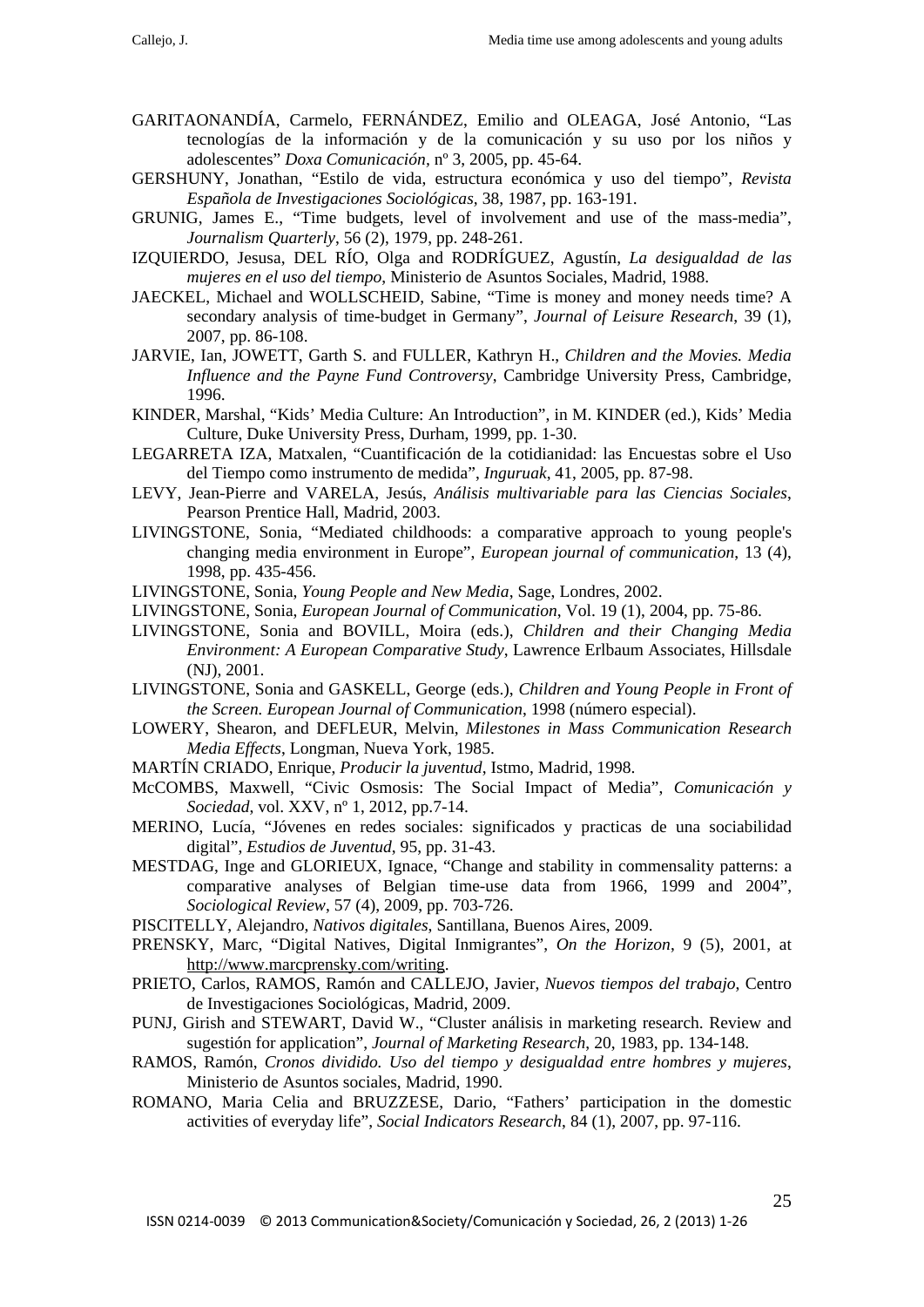GARITAONANDÍA, Carmelo, FERNÁNDEZ, Emilio and OLEAGA, José Antonio, "Las tecnologías de la información y de la comunicación y su uso por los niños y adolescentes" *Doxa Comunicación*, nº 3, 2005, pp. 45-64.

GERSHUNY, Jonathan, "Estilo de vida, estructura económica y uso del tiempo", *Revista Española de Investigaciones Sociológicas*, 38, 1987, pp. 163-191.

GRUNIG, James E., "Time budgets, level of involvement and use of the mass-media", *Journalism Quarterly*, 56 (2), 1979, pp. 248-261.

IZQUIERDO, Jesusa, DEL RÍO, Olga and RODRÍGUEZ, Agustín, *La desigualdad de las mujeres en el uso del tiempo*, Ministerio de Asuntos Sociales, Madrid, 1988.

JAECKEL, Michael and WOLLSCHEID, Sabine, "Time is money and money needs time? A secondary analysis of time-budget in Germany", *Journal of Leisure Research*, 39 (1), 2007, pp. 86-108.

JARVIE, Ian, JOWETT, Garth S. and FULLER, Kathryn H., *Children and the Movies. Media Influence and the Payne Fund Controversy*, Cambridge University Press, Cambridge, 1996.

KINDER, Marshal, "Kids' Media Culture: An Introduction", in M. KINDER (ed.), Kids' Media Culture, Duke University Press, Durham, 1999, pp. 1-30.

LEGARRETA IZA, Matxalen, "Cuantificación de la cotidianidad: las Encuestas sobre el Uso del Tiempo como instrumento de medida", *Inguruak*, 41, 2005, pp. 87-98.

LEVY, Jean-Pierre and VARELA, Jesús, *Análisis multivariable para las Ciencias Sociales*, Pearson Prentice Hall, Madrid, 2003.

LIVINGSTONE, Sonia, "Mediated childhoods: a comparative approach to young people's changing media environment in Europe", *European journal of communication*, 13 (4), 1998, pp. 435-456.

LIVINGSTONE, Sonia, *Young People and New Media*, Sage, Londres, 2002.

LIVINGSTONE, Sonia, *European Journal of Communication*, Vol. 19 (1), 2004, pp. 75-86.

LIVINGSTONE, Sonia and BOVILL, Moira (eds.), *Children and their Changing Media Environment: A European Comparative Study*, Lawrence Erlbaum Associates, Hillsdale (NJ), 2001.

LIVINGSTONE, Sonia and GASKELL, George (eds.), *Children and Young People in Front of the Screen. European Journal of Communication*, 1998 (número especial).

LOWERY, Shearon, and DEFLEUR, Melvin, *Milestones in Mass Communication Research Media Effects*, Longman, Nueva York, 1985.

MARTÍN CRIADO, Enrique, *Producir la juventud*, Istmo, Madrid, 1998.

McCOMBS, Maxwell, "Civic Osmosis: The Social Impact of Media", *Comunicación y Sociedad*, vol. XXV, nº 1, 2012, pp.7-14.

MERINO, Lucía, "Jóvenes en redes sociales: significados y practicas de una sociabilidad digital", *Estudios de Juventud*, 95, pp. 31-43.

MESTDAG, Inge and GLORIEUX, Ignace, "Change and stability in commensality patterns: a comparative analyses of Belgian time-use data from 1966, 1999 and 2004", *Sociological Review*, 57 (4), 2009, pp. 703-726.

PISCITELLY, Alejandro, *Nativos digitales*, Santillana, Buenos Aires, 2009.

PRENSKY, Marc, "Digital Natives, Digital Inmigrantes", *On the Horizon*, 9 (5), 2001, at http://www.marcprensky.com/writing.

PRIETO, Carlos, RAMOS, Ramón and CALLEJO, Javier, *Nuevos tiempos del trabajo*, Centro de Investigaciones Sociológicas, Madrid, 2009.

PUNJ, Girish and STEWART, David W., "Cluster análisis in marketing research. Review and sugestión for application", *Journal of Marketing Research*, 20, 1983, pp. 134-148.

RAMOS, Ramón, *Cronos dividido. Uso del tiempo y desigualdad entre hombres y mujeres*, Ministerio de Asuntos sociales, Madrid, 1990.

ROMANO, Maria Celia and BRUZZESE, Dario, "Fathers' participation in the domestic activities of everyday life", *Social Indicators Research*, 84 (1), 2007, pp. 97-116.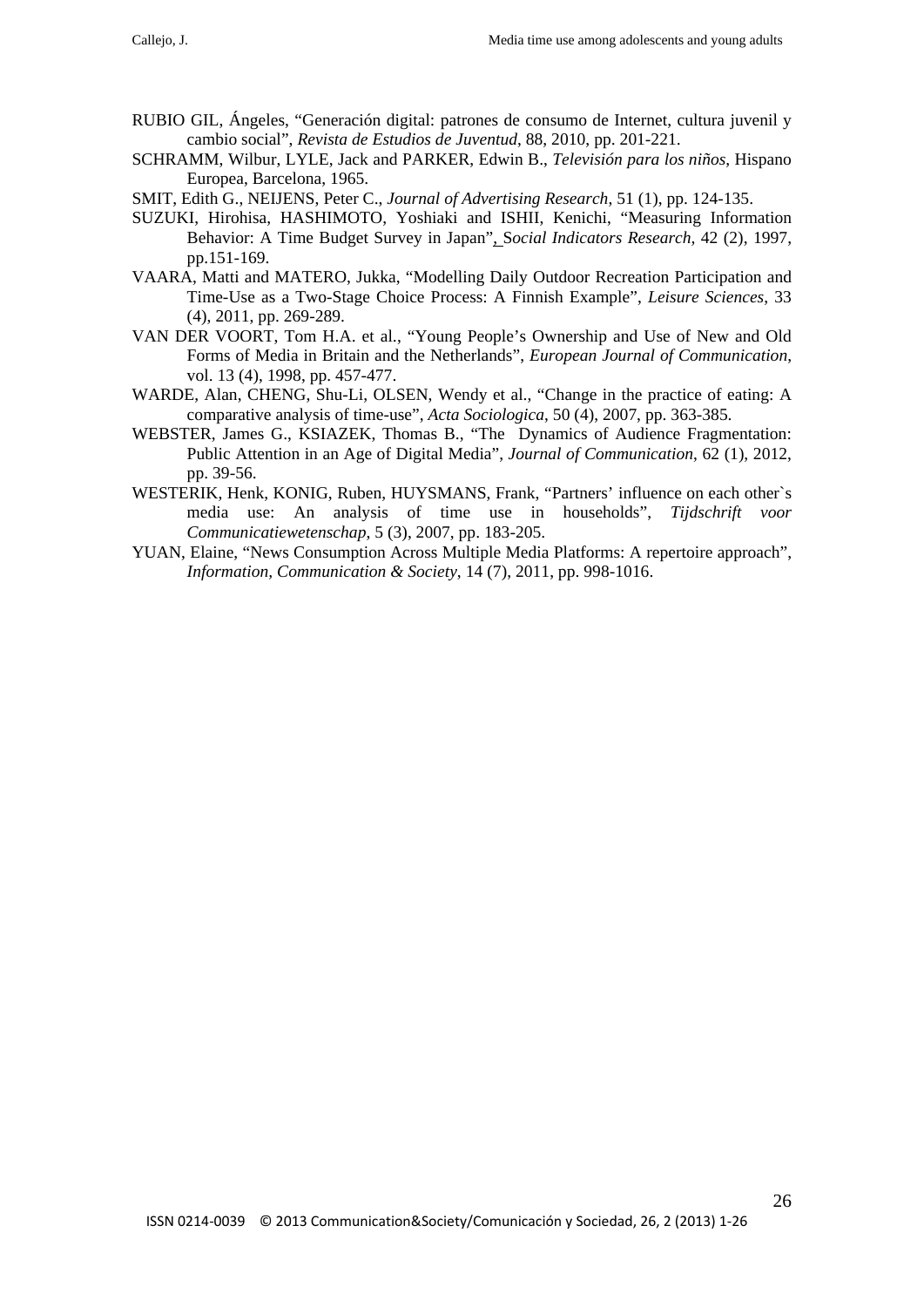RUBIO GIL, Ángeles, "Generación digital: patrones de consumo de Internet, cultura juvenil y cambio social", *Revista de Estudios de Juventud*, 88, 2010, pp. 201-221.

SCHRAMM, Wilbur, LYLE, Jack and PARKER, Edwin B., *Televisión para los niños*, Hispano Europea, Barcelona, 1965.

SMIT, Edith G., NEIJENS, Peter C., *Journal of Advertising Research*, 51 (1), pp. 124-135.

SUZUKI, Hirohisa, HASHIMOTO, Yoshiaki and ISHII, Kenichi, "Measuring Information Behavior: A Time Budget Survey in Japan", *Social Indicators Research*, 42 (2), 1997, pp.151-169.

VAARA, Matti and MATERO, Jukka, "Modelling Daily Outdoor Recreation Participation and Time-Use as a Two-Stage Choice Process: A Finnish Example", *Leisure Sciences*, 33 (4), 2011, pp. 269-289.

VAN DER VOORT, Tom H.A. et al., "Young People's Ownership and Use of New and Old Forms of Media in Britain and the Netherlands", *European Journal of Communication*, vol. 13 (4), 1998, pp. 457-477.

WARDE, Alan, CHENG, Shu-Li, OLSEN, Wendy et al., "Change in the practice of eating: A comparative analysis of time-use", *Acta Sociologica*, 50 (4), 2007, pp. 363-385.

WEBSTER, James G., KSIAZEK, Thomas B., "The Dynamics of Audience Fragmentation: Public Attention in an Age of Digital Media", *Journal of Communication*, 62 (1), 2012, pp. 39-56.

WESTERIK, Henk, KONIG, Ruben, HUYSMANS, Frank, "Partners' influence on each other`s media use: An analysis of time use in households", *Tijdschrift voor Communicatiewetenschap*, 5 (3), 2007, pp. 183-205.

YUAN, Elaine, "News Consumption Across Multiple Media Platforms: A repertoire approach", *Information, Communication & Society*, 14 (7), 2011, pp. 998-1016.